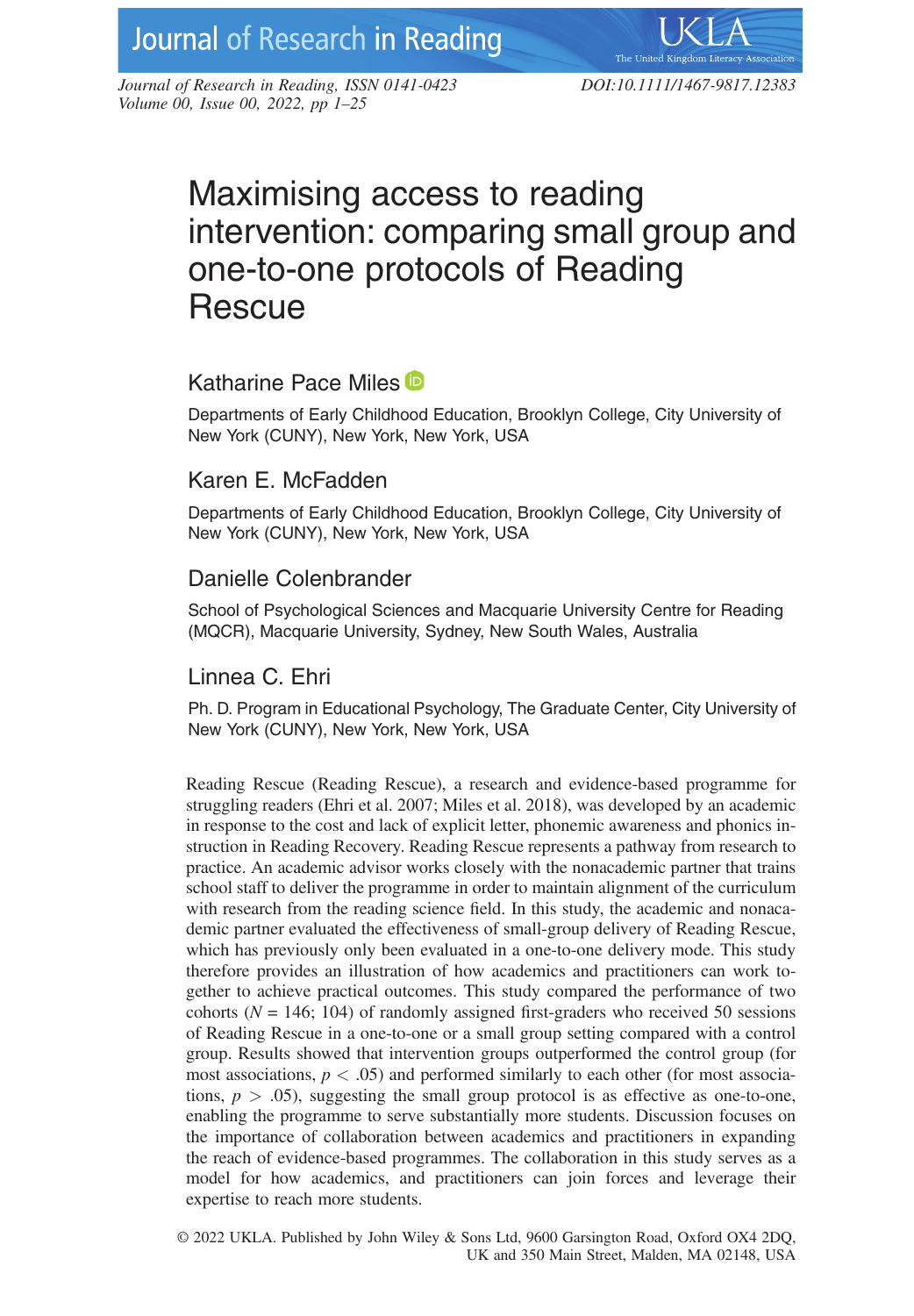# Maximising access to reading intervention: comparing small group and one-to-one protocols of Reading Rescue

## Katharine Pace Miles

Departments of Early Childhood Education, Brooklyn College, City University of New York (CUNY), New York, New York, USA

## Karen E. McFadden

Departments of Early Childhood Education, Brooklyn College, City University of New York (CUNY), New York, New York, USA

## Danielle Colenbrander

School of Psychological Sciences and Macquarie University Centre for Reading (MQCR), Macquarie University, Sydney, New South Wales, Australia

## Linnea C. Ehri

Ph. D. Program in Educational Psychology, The Graduate Center, City University of New York (CUNY), New York, New York, USA

Reading Rescue (Reading Rescue), a research and evidence-based programme for struggling readers (Ehri et al. 2007; Miles et al. 2018), was developed by an academic in response to the cost and lack of explicit letter, phonemic awareness and phonics instruction in Reading Recovery. Reading Rescue represents a pathway from research to practice. An academic advisor works closely with the nonacademic partner that trains school staff to deliver the programme in order to maintain alignment of the curriculum with research from the reading science field. In this study, the academic and nonacademic partner evaluated the effectiveness of small-group delivery of Reading Rescue, which has previously only been evaluated in a one-to-one delivery mode. This study therefore provides an illustration of how academics and practitioners can work together to achieve practical outcomes. This study compared the performance of two cohorts ($N = 146$; 104) of randomly assigned first-graders who received 50 sessions of Reading Rescue in a one-to-one or a small group setting compared with a control group. Results showed that intervention groups outperformed the control group (for most associations, $p < .05$) and performed similarly to each other (for most associations, $p > .05$), suggesting the small group protocol is as effective as one-to-one, enabling the programme to serve substantially more students. Discussion focuses on the importance of collaboration between academics and practitioners in expanding the reach of evidence-based programmes. The collaboration in this study serves as a model for how academics, and practitioners can join forces and leverage their expertise to reach more students.

© 2022 UKLA. Published by John Wiley & Sons Ltd, 9600 Garsington Road, Oxford OX4 2DQ, UK and 350 Main Street, Malden, MA 02148, USA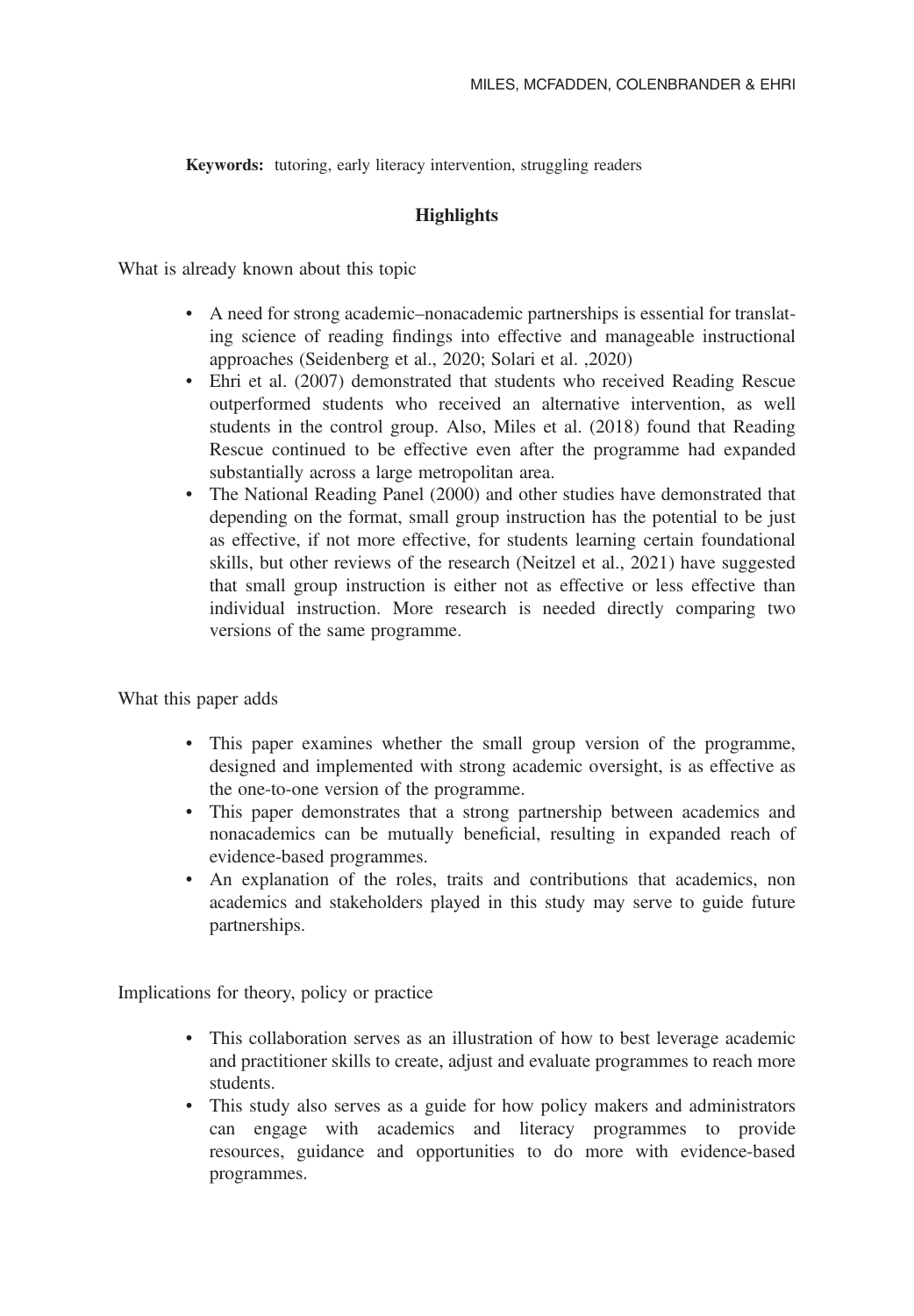**Keywords:** tutoring, early literacy intervention, struggling readers

## Highlights

What is already known about this topic

- A need for strong academic–nonacademic partnerships is essential for translating science of reading findings into effective and manageable instructional approaches (Seidenberg et al., 2020; Solari et al. ,2020)
- Ehri et al. (2007) demonstrated that students who received Reading Rescue outperformed students who received an alternative intervention, as well students in the control group. Also, Miles et al. (2018) found that Reading Rescue continued to be effective even after the programme had expanded substantially across a large metropolitan area.
- The National Reading Panel (2000) and other studies have demonstrated that depending on the format, small group instruction has the potential to be just as effective, if not more effective, for students learning certain foundational skills, but other reviews of the research (Neitzel et al., 2021) have suggested that small group instruction is either not as effective or less effective than individual instruction. More research is needed directly comparing two versions of the same programme.

What this paper adds

- This paper examines whether the small group version of the programme, designed and implemented with strong academic oversight, is as effective as the one-to-one version of the programme.
- This paper demonstrates that a strong partnership between academics and nonacademics can be mutually beneficial, resulting in expanded reach of evidence-based programmes.
- An explanation of the roles, traits and contributions that academics, non academics and stakeholders played in this study may serve to guide future partnerships.

Implications for theory, policy or practice

- This collaboration serves as an illustration of how to best leverage academic and practitioner skills to create, adjust and evaluate programmes to reach more students.
- This study also serves as a guide for how policy makers and administrators can engage with academics and literacy programmes to provide resources, guidance and opportunities to do more with evidence-based programmes.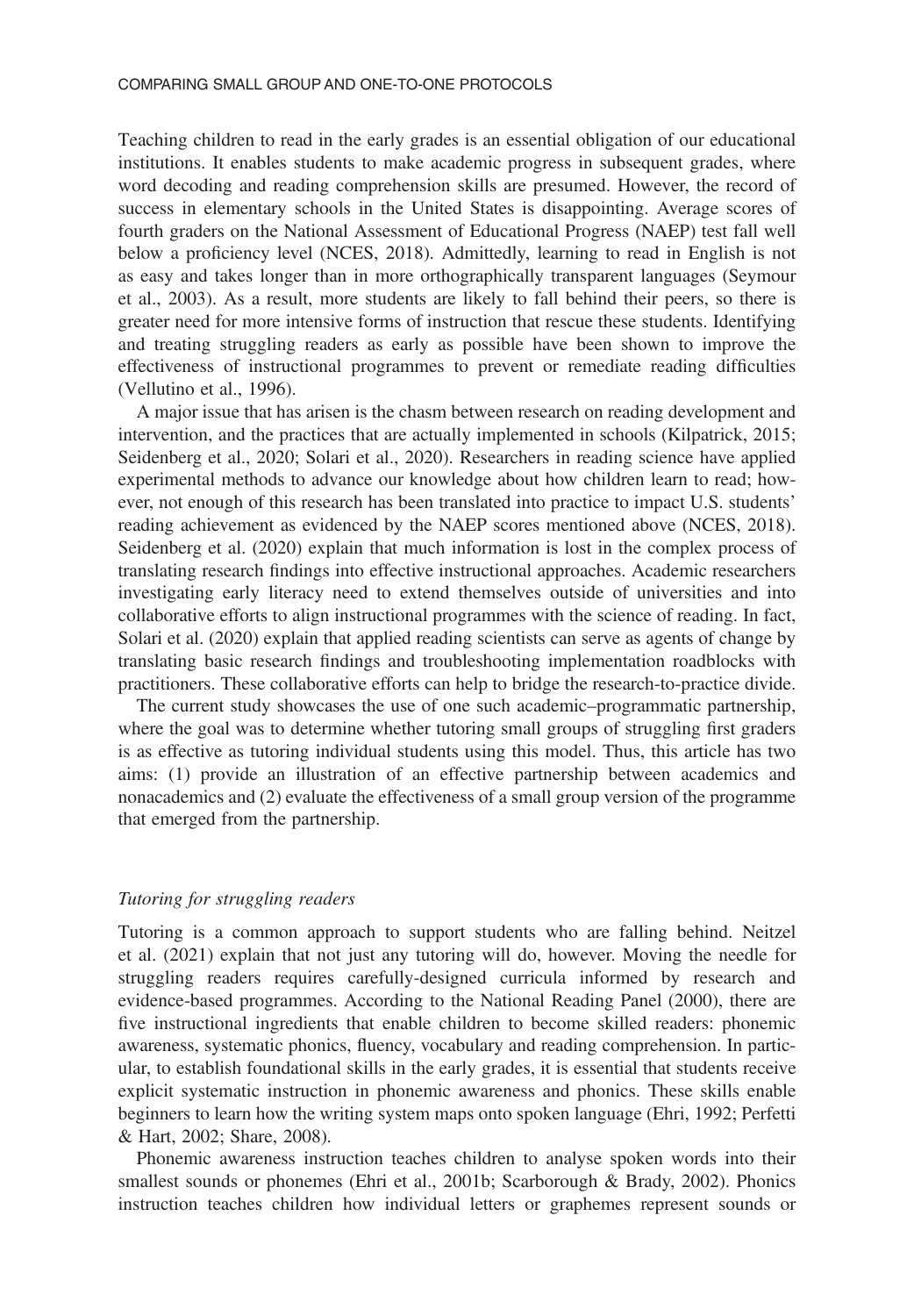Teaching children to read in the early grades is an essential obligation of our educational institutions. It enables students to make academic progress in subsequent grades, where word decoding and reading comprehension skills are presumed. However, the record of success in elementary schools in the United States is disappointing. Average scores of fourth graders on the National Assessment of Educational Progress (NAEP) test fall well below a proficiency level (NCES, 2018). Admittedly, learning to read in English is not as easy and takes longer than in more orthographically transparent languages (Seymour et al., 2003). As a result, more students are likely to fall behind their peers, so there is greater need for more intensive forms of instruction that rescue these students. Identifying and treating struggling readers as early as possible have been shown to improve the effectiveness of instructional programmes to prevent or remediate reading difficulties (Vellutino et al., 1996).

A major issue that has arisen is the chasm between research on reading development and intervention, and the practices that are actually implemented in schools (Kilpatrick, 2015; Seidenberg et al., 2020; Solari et al., 2020). Researchers in reading science have applied experimental methods to advance our knowledge about how children learn to read; however, not enough of this research has been translated into practice to impact U.S. students' reading achievement as evidenced by the NAEP scores mentioned above (NCES, 2018). Seidenberg et al. (2020) explain that much information is lost in the complex process of translating research findings into effective instructional approaches. Academic researchers investigating early literacy need to extend themselves outside of universities and into collaborative efforts to align instructional programmes with the science of reading. In fact, Solari et al. (2020) explain that applied reading scientists can serve as agents of change by translating basic research findings and troubleshooting implementation roadblocks with practitioners. These collaborative efforts can help to bridge the research-to-practice divide.

The current study showcases the use of one such academic–programmatic partnership, where the goal was to determine whether tutoring small groups of struggling first graders is as effective as tutoring individual students using this model. Thus, this article has two aims: (1) provide an illustration of an effective partnership between academics and nonacademics and (2) evaluate the effectiveness of a small group version of the programme that emerged from the partnership.

### *Tutoring for struggling readers*

Tutoring is a common approach to support students who are falling behind. Neitzel et al. (2021) explain that not just any tutoring will do, however. Moving the needle for struggling readers requires carefully-designed curricula informed by research and evidence-based programmes. According to the National Reading Panel (2000), there are five instructional ingredients that enable children to become skilled readers: phonemic awareness, systematic phonics, fluency, vocabulary and reading comprehension. In particular, to establish foundational skills in the early grades, it is essential that students receive explicit systematic instruction in phonemic awareness and phonics. These skills enable beginners to learn how the writing system maps onto spoken language (Ehri, 1992; Perfetti & Hart, 2002; Share, 2008).

Phonemic awareness instruction teaches children to analyse spoken words into their smallest sounds or phonemes (Ehri et al., 2001b; Scarborough & Brady, 2002). Phonics instruction teaches children how individual letters or graphemes represent sounds or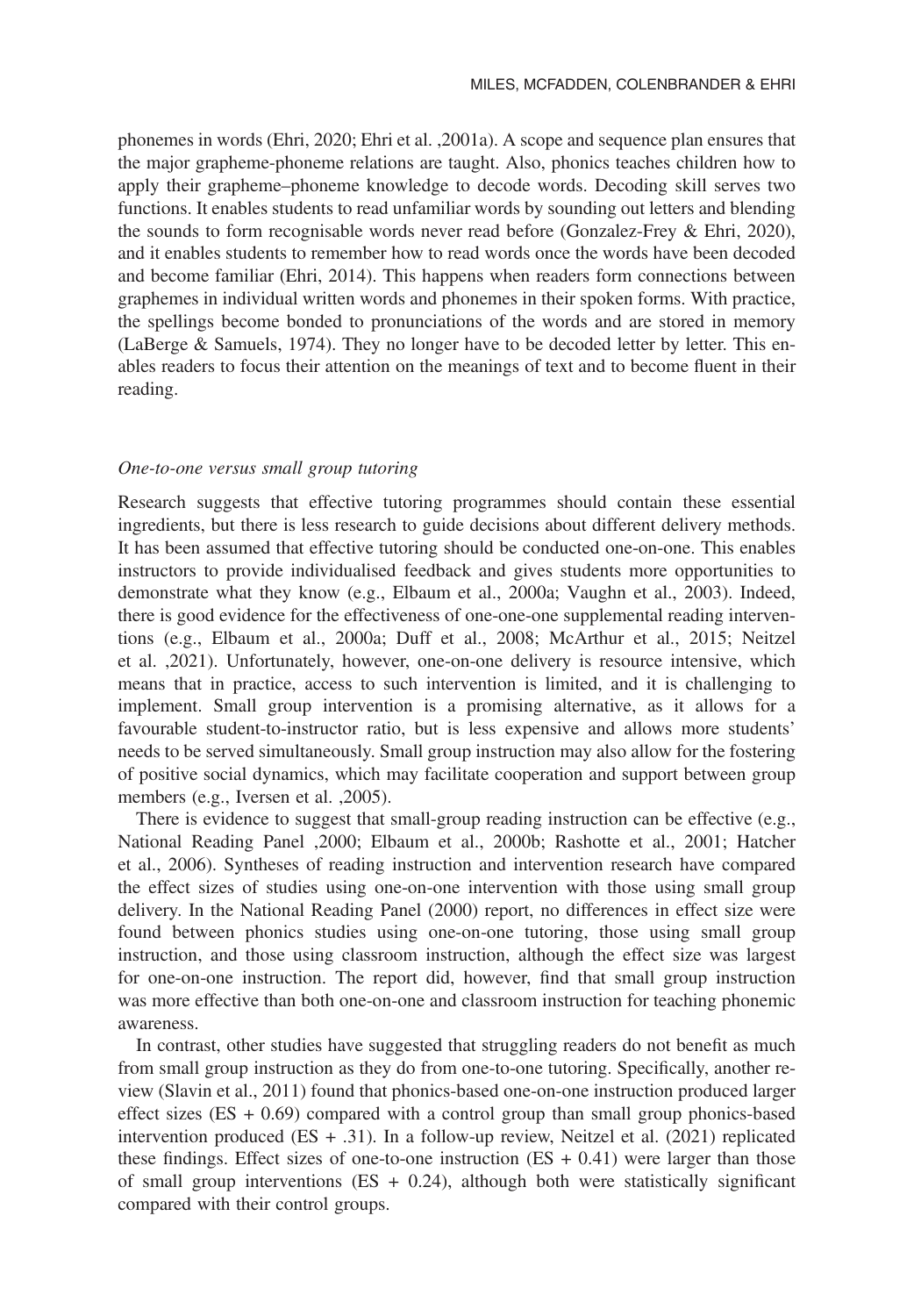phonemes in words (Ehri, 2020; Ehri et al. ,2001a). A scope and sequence plan ensures that the major grapheme-phoneme relations are taught. Also, phonics teaches children how to apply their grapheme–phoneme knowledge to decode words. Decoding skill serves two functions. It enables students to read unfamiliar words by sounding out letters and blending the sounds to form recognisable words never read before (Gonzalez-Frey & Ehri, 2020), and it enables students to remember how to read words once the words have been decoded and become familiar (Ehri, 2014). This happens when readers form connections between graphemes in individual written words and phonemes in their spoken forms. With practice, the spellings become bonded to pronunciations of the words and are stored in memory (LaBerge & Samuels, 1974). They no longer have to be decoded letter by letter. This enables readers to focus their attention on the meanings of text and to become fluent in their reading.

### *One-to-one versus small group tutoring*

Research suggests that effective tutoring programmes should contain these essential ingredients, but there is less research to guide decisions about different delivery methods. It has been assumed that effective tutoring should be conducted one-on-one. This enables instructors to provide individualised feedback and gives students more opportunities to demonstrate what they know (e.g., Elbaum et al., 2000a; Vaughn et al., 2003). Indeed, there is good evidence for the effectiveness of one-one-one supplemental reading interventions (e.g., Elbaum et al., 2000a; Duff et al., 2008; McArthur et al., 2015; Neitzel et al. ,2021). Unfortunately, however, one-on-one delivery is resource intensive, which means that in practice, access to such intervention is limited, and it is challenging to implement. Small group intervention is a promising alternative, as it allows for a favourable student-to-instructor ratio, but is less expensive and allows more students' needs to be served simultaneously. Small group instruction may also allow for the fostering of positive social dynamics, which may facilitate cooperation and support between group members (e.g., Iversen et al. ,2005).

There is evidence to suggest that small-group reading instruction can be effective (e.g., National Reading Panel ,2000; Elbaum et al., 2000b; Rashotte et al., 2001; Hatcher et al., 2006). Syntheses of reading instruction and intervention research have compared the effect sizes of studies using one-on-one intervention with those using small group delivery. In the National Reading Panel (2000) report, no differences in effect size were found between phonics studies using one-on-one tutoring, those using small group instruction, and those using classroom instruction, although the effect size was largest for one-on-one instruction. The report did, however, find that small group instruction was more effective than both one-on-one and classroom instruction for teaching phonemic awareness.

In contrast, other studies have suggested that struggling readers do not benefit as much from small group instruction as they do from one-to-one tutoring. Specifically, another review (Slavin et al., 2011) found that phonics-based one-on-one instruction produced larger effect sizes (ES + 0.69) compared with a control group than small group phonics-based intervention produced (ES + .31). In a follow-up review, Neitzel et al. (2021) replicated these findings. Effect sizes of one-to-one instruction (ES + 0.41) were larger than those of small group interventions (ES + 0.24), although both were statistically significant compared with their control groups.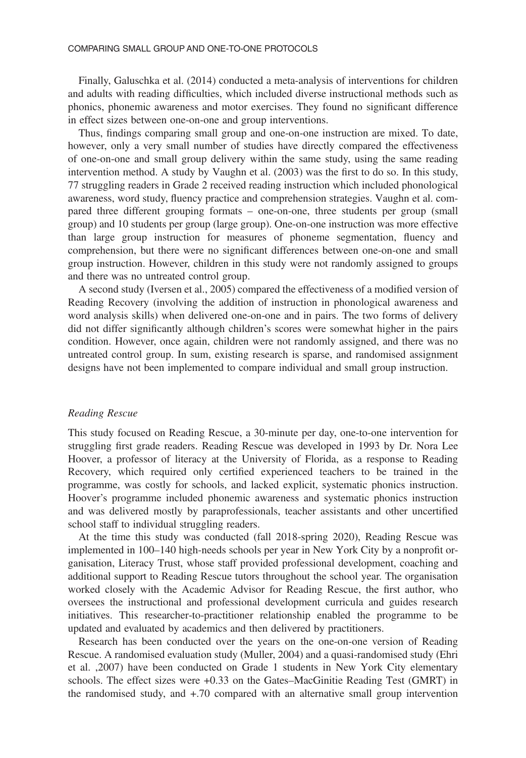Finally, Galuschka et al. (2014) conducted a meta-analysis of interventions for children and adults with reading difficulties, which included diverse instructional methods such as phonics, phonemic awareness and motor exercises. They found no significant difference in effect sizes between one-on-one and group interventions.

Thus, findings comparing small group and one-on-one instruction are mixed. To date, however, only a very small number of studies have directly compared the effectiveness of one-on-one and small group delivery within the same study, using the same reading intervention method. A study by Vaughn et al. (2003) was the first to do so. In this study, 77 struggling readers in Grade 2 received reading instruction which included phonological awareness, word study, fluency practice and comprehension strategies. Vaughn et al. compared three different grouping formats – one-on-one, three students per group (small group) and 10 students per group (large group). One-on-one instruction was more effective than large group instruction for measures of phoneme segmentation, fluency and comprehension, but there were no significant differences between one-on-one and small group instruction. However, children in this study were not randomly assigned to groups and there was no untreated control group.

A second study (Iversen et al., 2005) compared the effectiveness of a modified version of Reading Recovery (involving the addition of instruction in phonological awareness and word analysis skills) when delivered one-on-one and in pairs. The two forms of delivery did not differ significantly although children's scores were somewhat higher in the pairs condition. However, once again, children were not randomly assigned, and there was no untreated control group. In sum, existing research is sparse, and randomised assignment designs have not been implemented to compare individual and small group instruction.

### *Reading Rescue*

This study focused on Reading Rescue, a 30-minute per day, one-to-one intervention for struggling first grade readers. Reading Rescue was developed in 1993 by Dr. Nora Lee Hoover, a professor of literacy at the University of Florida, as a response to Reading Recovery, which required only certified experienced teachers to be trained in the programme, was costly for schools, and lacked explicit, systematic phonics instruction. Hoover's programme included phonemic awareness and systematic phonics instruction and was delivered mostly by paraprofessionals, teacher assistants and other uncertified school staff to individual struggling readers.

At the time this study was conducted (fall 2018-spring 2020), Reading Rescue was implemented in 100–140 high-needs schools per year in New York City by a nonprofit organisation, Literacy Trust, whose staff provided professional development, coaching and additional support to Reading Rescue tutors throughout the school year. The organisation worked closely with the Academic Advisor for Reading Rescue, the first author, who oversees the instructional and professional development curricula and guides research initiatives. This researcher-to-practitioner relationship enabled the programme to be updated and evaluated by academics and then delivered by practitioners.

Research has been conducted over the years on the one-on-one version of Reading Rescue. A randomised evaluation study (Muller, 2004) and a quasi-randomised study (Ehri et al. ,2007) have been conducted on Grade 1 students in New York City elementary schools. The effect sizes were +0.33 on the Gates–MacGinitie Reading Test (GMRT) in the randomised study, and +.70 compared with an alternative small group intervention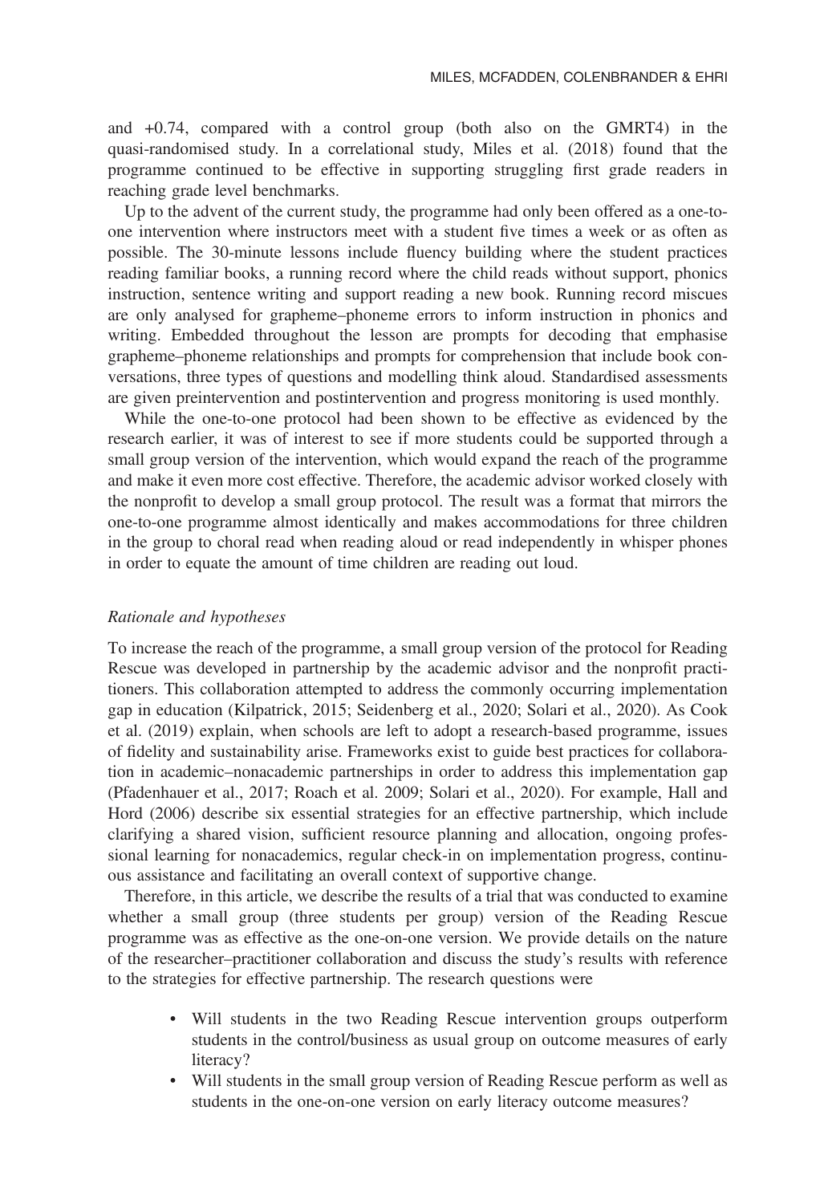and +0.74, compared with a control group (both also on the GMRT4) in the quasi-randomised study. In a correlational study, Miles et al. (2018) found that the programme continued to be effective in supporting struggling first grade readers in reaching grade level benchmarks.

Up to the advent of the current study, the programme had only been offered as a one-to-one intervention where instructors meet with a student five times a week or as often as possible. The 30-minute lessons include fluency building where the student practices reading familiar books, a running record where the child reads without support, phonics instruction, sentence writing and support reading a new book. Running record miscues are only analysed for grapheme–phoneme errors to inform instruction in phonics and writing. Embedded throughout the lesson are prompts for decoding that emphasise grapheme–phoneme relationships and prompts for comprehension that include book conversations, three types of questions and modelling think aloud. Standardised assessments are given preintervention and postintervention and progress monitoring is used monthly.

While the one-to-one protocol had been shown to be effective as evidenced by the research earlier, it was of interest to see if more students could be supported through a small group version of the intervention, which would expand the reach of the programme and make it even more cost effective. Therefore, the academic advisor worked closely with the nonprofit to develop a small group protocol. The result was a format that mirrors the one-to-one programme almost identically and makes accommodations for three children in the group to choral read when reading aloud or read independently in whisper phones in order to equate the amount of time children are reading out loud.

### *Rationale and hypotheses*

To increase the reach of the programme, a small group version of the protocol for Reading Rescue was developed in partnership by the academic advisor and the nonprofit practitioners. This collaboration attempted to address the commonly occurring implementation gap in education (Kilpatrick, 2015; Seidenberg et al., 2020; Solari et al., 2020). As Cook et al. (2019) explain, when schools are left to adopt a research-based programme, issues of fidelity and sustainability arise. Frameworks exist to guide best practices for collaboration in academic–nonacademic partnerships in order to address this implementation gap (Pfadenhauer et al., 2017; Roach et al. 2009; Solari et al., 2020). For example, Hall and Hord (2006) describe six essential strategies for an effective partnership, which include clarifying a shared vision, sufficient resource planning and allocation, ongoing professional learning for nonacademics, regular check-in on implementation progress, continuous assistance and facilitating an overall context of supportive change.

Therefore, in this article, we describe the results of a trial that was conducted to examine whether a small group (three students per group) version of the Reading Rescue programme was as effective as the one-on-one version. We provide details on the nature of the researcher–practitioner collaboration and discuss the study's results with reference to the strategies for effective partnership. The research questions were

- Will students in the two Reading Rescue intervention groups outperform students in the control/business as usual group on outcome measures of early literacy?
- Will students in the small group version of Reading Rescue perform as well as students in the one-on-one version on early literacy outcome measures?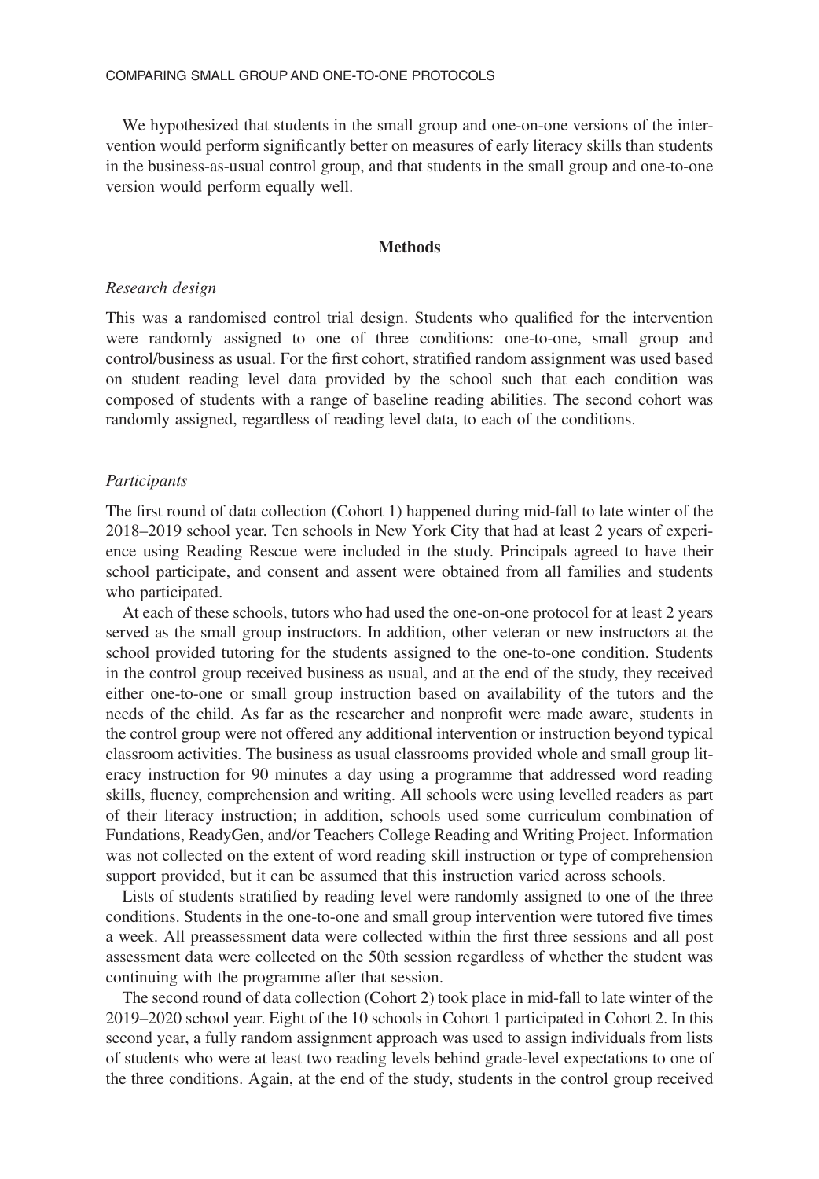We hypothesized that students in the small group and one-on-one versions of the intervention would perform significantly better on measures of early literacy skills than students in the business-as-usual control group, and that students in the small group and one-to-one version would perform equally well.

## Methods

### *Research design*

This was a randomised control trial design. Students who qualified for the intervention were randomly assigned to one of three conditions: one-to-one, small group and control/business as usual. For the first cohort, stratified random assignment was used based on student reading level data provided by the school such that each condition was composed of students with a range of baseline reading abilities. The second cohort was randomly assigned, regardless of reading level data, to each of the conditions.

### *Participants*

The first round of data collection (Cohort 1) happened during mid-fall to late winter of the 2018–2019 school year. Ten schools in New York City that had at least 2 years of experience using Reading Rescue were included in the study. Principals agreed to have their school participate, and consent and assent were obtained from all families and students who participated.

At each of these schools, tutors who had used the one-on-one protocol for at least 2 years served as the small group instructors. In addition, other veteran or new instructors at the school provided tutoring for the students assigned to the one-to-one condition. Students in the control group received business as usual, and at the end of the study, they received either one-to-one or small group instruction based on availability of the tutors and the needs of the child. As far as the researcher and nonprofit were made aware, students in the control group were not offered any additional intervention or instruction beyond typical classroom activities. The business as usual classrooms provided whole and small group literacy instruction for 90 minutes a day using a programme that addressed word reading skills, fluency, comprehension and writing. All schools were using levelled readers as part of their literacy instruction; in addition, schools used some curriculum combination of Fundations, ReadyGen, and/or Teachers College Reading and Writing Project. Information was not collected on the extent of word reading skill instruction or type of comprehension support provided, but it can be assumed that this instruction varied across schools.

Lists of students stratified by reading level were randomly assigned to one of the three conditions. Students in the one-to-one and small group intervention were tutored five times a week. All preassessment data were collected within the first three sessions and all post assessment data were collected on the 50th session regardless of whether the student was continuing with the programme after that session.

The second round of data collection (Cohort 2) took place in mid-fall to late winter of the 2019–2020 school year. Eight of the 10 schools in Cohort 1 participated in Cohort 2. In this second year, a fully random assignment approach was used to assign individuals from lists of students who were at least two reading levels behind grade-level expectations to one of the three conditions. Again, at the end of the study, students in the control group received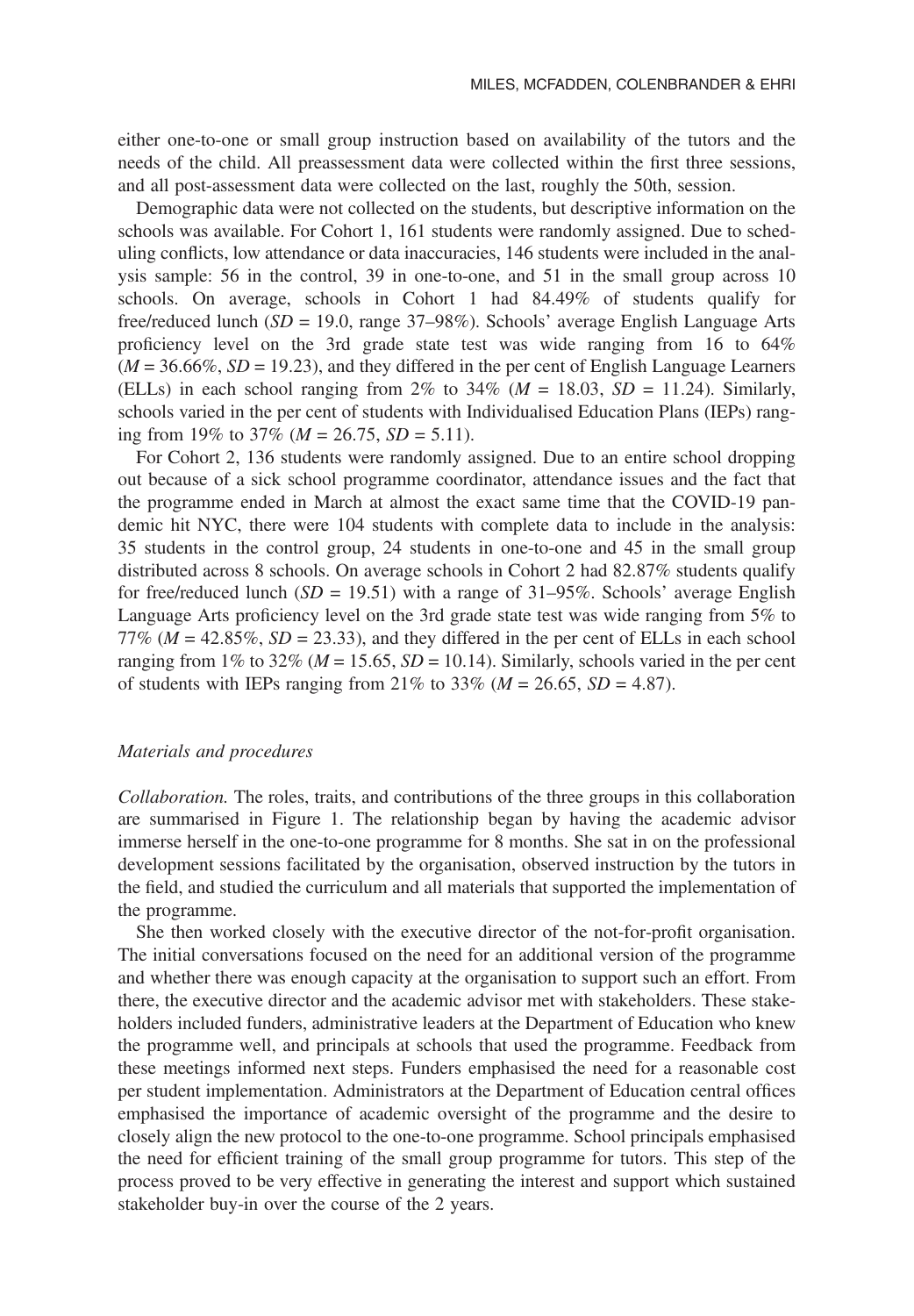either one-to-one or small group instruction based on availability of the tutors and the needs of the child. All preassessment data were collected within the first three sessions, and all post-assessment data were collected on the last, roughly the 50th, session.

Demographic data were not collected on the students, but descriptive information on the schools was available. For Cohort 1, 161 students were randomly assigned. Due to scheduling conflicts, low attendance or data inaccuracies, 146 students were included in the analysis sample: 56 in the control, 39 in one-to-one, and 51 in the small group across 10 schools. On average, schools in Cohort 1 had 84.49% of students qualify for free/reduced lunch ($SD$ = 19.0, range 37–98%). Schools' average English Language Arts proficiency level on the 3rd grade state test was wide ranging from 16 to 64% ($M$ = 36.66%, $SD$ = 19.23), and they differed in the per cent of English Language Learners (ELLs) in each school ranging from 2% to 34% ($M$ = 18.03, $SD$ = 11.24). Similarly, schools varied in the per cent of students with Individualised Education Plans (IEPs) ranging from 19% to 37% ($M$ = 26.75, $SD$ = 5.11).

For Cohort 2, 136 students were randomly assigned. Due to an entire school dropping out because of a sick school programme coordinator, attendance issues and the fact that the programme ended in March at almost the exact same time that the COVID-19 pandemic hit NYC, there were 104 students with complete data to include in the analysis: 35 students in the control group, 24 students in one-to-one and 45 in the small group distributed across 8 schools. On average schools in Cohort 2 had 82.87% students qualify for free/reduced lunch ($SD$ = 19.51) with a range of 31–95%. Schools' average English Language Arts proficiency level on the 3rd grade state test was wide ranging from 5% to 77% ($M$ = 42.85%, $SD$ = 23.33), and they differed in the per cent of ELLs in each school ranging from 1% to 32% ($M$ = 15.65, $SD$ = 10.14). Similarly, schools varied in the per cent of students with IEPs ranging from 21% to 33% ($M$ = 26.65, $SD$ = 4.87).

### *Materials and procedures*

*Collaboration.* The roles, traits, and contributions of the three groups in this collaboration are summarised in Figure 1. The relationship began by having the academic advisor immerse herself in the one-to-one programme for 8 months. She sat in on the professional development sessions facilitated by the organisation, observed instruction by the tutors in the field, and studied the curriculum and all materials that supported the implementation of the programme.

She then worked closely with the executive director of the not-for-profit organisation. The initial conversations focused on the need for an additional version of the programme and whether there was enough capacity at the organisation to support such an effort. From there, the executive director and the academic advisor met with stakeholders. These stakeholders included funders, administrative leaders at the Department of Education who knew the programme well, and principals at schools that used the programme. Feedback from these meetings informed next steps. Funders emphasised the need for a reasonable cost per student implementation. Administrators at the Department of Education central offices emphasised the importance of academic oversight of the programme and the desire to closely align the new protocol to the one-to-one programme. School principals emphasised the need for efficient training of the small group programme for tutors. This step of the process proved to be very effective in generating the interest and support which sustained stakeholder buy-in over the course of the 2 years.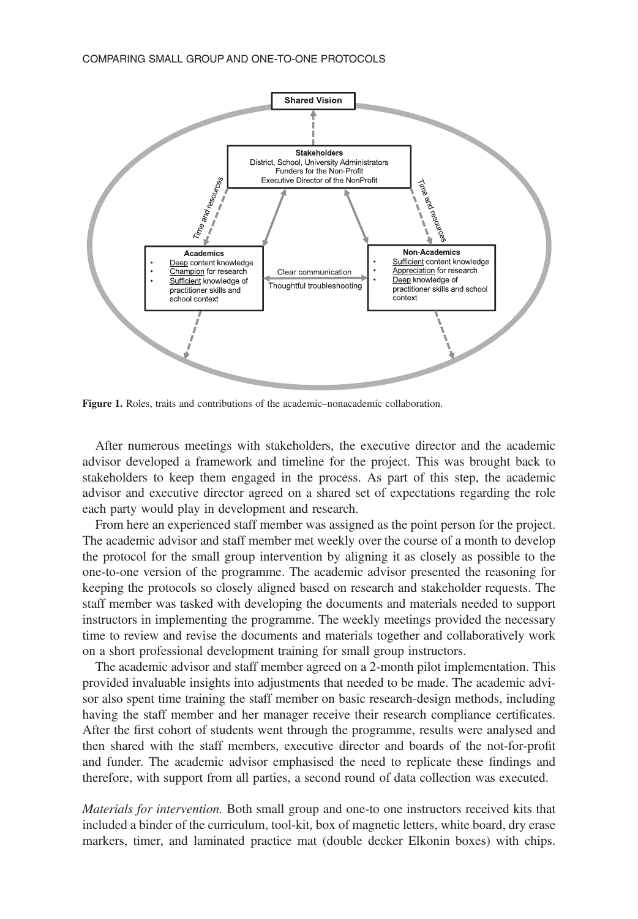**Figure 1.** Roles, traits and contributions of the academic–nonacademic collaboration.

After numerous meetings with stakeholders, the executive director and the academic advisor developed a framework and timeline for the project. This was brought back to stakeholders to keep them engaged in the process. As part of this step, the academic advisor and executive director agreed on a shared set of expectations regarding the role each party would play in development and research.

From here an experienced staff member was assigned as the point person for the project. The academic advisor and staff member met weekly over the course of a month to develop the protocol for the small group intervention by aligning it as closely as possible to the one-to-one version of the programme. The academic advisor presented the reasoning for keeping the protocols so closely aligned based on research and stakeholder requests. The staff member was tasked with developing the documents and materials needed to support instructors in implementing the programme. The weekly meetings provided the necessary time to review and revise the documents and materials together and collaboratively work on a short professional development training for small group instructors.

The academic advisor and staff member agreed on a 2-month pilot implementation. This provided invaluable insights into adjustments that needed to be made. The academic advisor also spent time training the staff member on basic research-design methods, including having the staff member and her manager receive their research compliance certificates. After the first cohort of students went through the programme, results were analysed and then shared with the staff members, executive director and boards of the not-for-profit and funder. The academic advisor emphasised the need to replicate these findings and therefore, with support from all parties, a second round of data collection was executed.

*Materials for intervention.* Both small group and one-to one instructors received kits that included a binder of the curriculum, tool-kit, box of magnetic letters, white board, dry erase markers, timer, and laminated practice mat (double decker Elkonin boxes) with chips.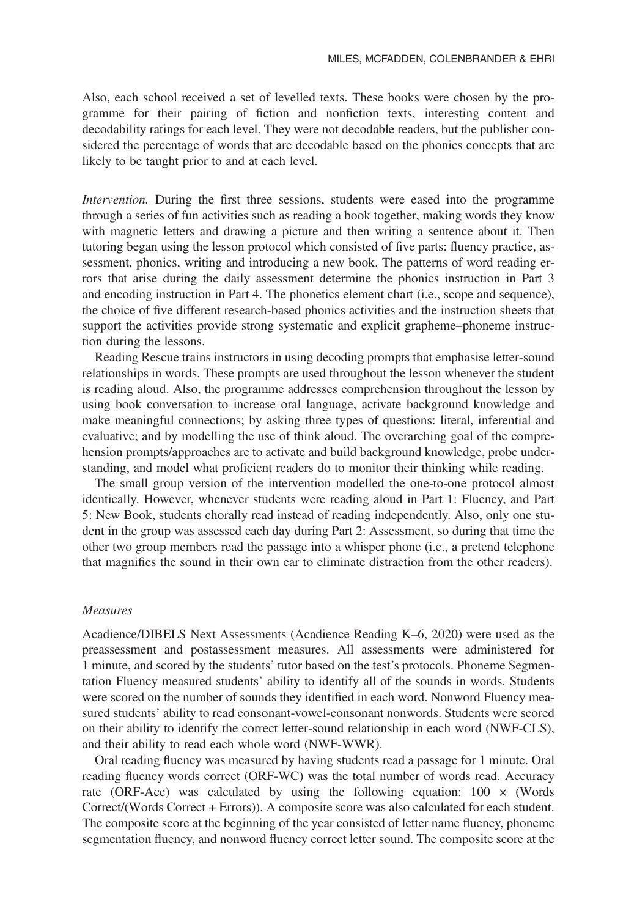Also, each school received a set of levelled texts. These books were chosen by the programme for their pairing of fiction and nonfiction texts, interesting content and decodability ratings for each level. They were not decodable readers, but the publisher considered the percentage of words that are decodable based on the phonics concepts that are likely to be taught prior to and at each level.

*Intervention.* During the first three sessions, students were eased into the programme through a series of fun activities such as reading a book together, making words they know with magnetic letters and drawing a picture and then writing a sentence about it. Then tutoring began using the lesson protocol which consisted of five parts: fluency practice, assessment, phonics, writing and introducing a new book. The patterns of word reading errors that arise during the daily assessment determine the phonics instruction in Part 3 and encoding instruction in Part 4. The phonetics element chart (i.e., scope and sequence), the choice of five different research-based phonics activities and the instruction sheets that support the activities provide strong systematic and explicit grapheme–phoneme instruction during the lessons.

Reading Rescue trains instructors in using decoding prompts that emphasise letter-sound relationships in words. These prompts are used throughout the lesson whenever the student is reading aloud. Also, the programme addresses comprehension throughout the lesson by using book conversation to increase oral language, activate background knowledge and make meaningful connections; by asking three types of questions: literal, inferential and evaluative; and by modelling the use of think aloud. The overarching goal of the comprehension prompts/approaches are to activate and build background knowledge, probe understanding, and model what proficient readers do to monitor their thinking while reading.

The small group version of the intervention modelled the one-to-one protocol almost identically. However, whenever students were reading aloud in Part 1: Fluency, and Part 5: New Book, students chorally read instead of reading independently. Also, only one student in the group was assessed each day during Part 2: Assessment, so during that time the other two group members read the passage into a whisper phone (i.e., a pretend telephone that magnifies the sound in their own ear to eliminate distraction from the other readers).

### *Measures*

Acadience/DIBELS Next Assessments (Acadience Reading K–6, 2020) were used as the preassessment and postassessment measures. All assessments were administered for 1 minute, and scored by the students' tutor based on the test's protocols. Phoneme Segmentation Fluency measured students' ability to identify all of the sounds in words. Students were scored on the number of sounds they identified in each word. Nonword Fluency measured students' ability to read consonant-vowel-consonant nonwords. Students were scored on their ability to identify the correct letter-sound relationship in each word (NWF-CLS), and their ability to read each whole word (NWF-WWR).

Oral reading fluency was measured by having students read a passage for 1 minute. Oral reading fluency words correct (ORF-WC) was the total number of words read. Accuracy rate (ORF-Acc) was calculated by using the following equation: $100 \times$ (Words Correct/(Words Correct + Errors)). A composite score was also calculated for each student. The composite score at the beginning of the year consisted of letter name fluency, phoneme segmentation fluency, and nonword fluency correct letter sound. The composite score at the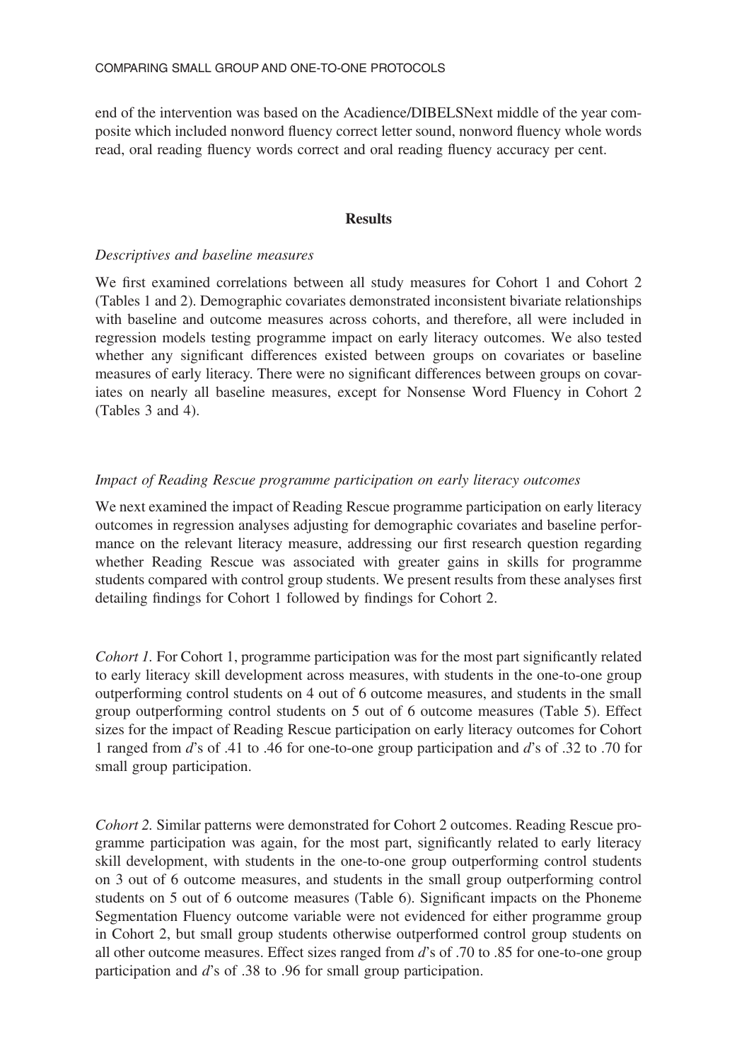end of the intervention was based on the Acadience/DIBELSNext middle of the year composite which included nonword fluency correct letter sound, nonword fluency whole words read, oral reading fluency words correct and oral reading fluency accuracy per cent.

## Results

### *Descriptives and baseline measures*

We first examined correlations between all study measures for Cohort 1 and Cohort 2 (Tables 1 and 2). Demographic covariates demonstrated inconsistent bivariate relationships with baseline and outcome measures across cohorts, and therefore, all were included in regression models testing programme impact on early literacy outcomes. We also tested whether any significant differences existed between groups on covariates or baseline measures of early literacy. There were no significant differences between groups on covariates on nearly all baseline measures, except for Nonsense Word Fluency in Cohort 2 (Tables 3 and 4).

### *Impact of Reading Rescue programme participation on early literacy outcomes*

We next examined the impact of Reading Rescue programme participation on early literacy outcomes in regression analyses adjusting for demographic covariates and baseline performance on the relevant literacy measure, addressing our first research question regarding whether Reading Rescue was associated with greater gains in skills for programme students compared with control group students. We present results from these analyses first detailing findings for Cohort 1 followed by findings for Cohort 2.

*Cohort 1.* For Cohort 1, programme participation was for the most part significantly related to early literacy skill development across measures, with students in the one-to-one group outperforming control students on 4 out of 6 outcome measures, and students in the small group outperforming control students on 5 out of 6 outcome measures (Table 5). Effect sizes for the impact of Reading Rescue participation on early literacy outcomes for Cohort 1 ranged from *d*'s of .41 to .46 for one-to-one group participation and *d*'s of .32 to .70 for small group participation.

*Cohort 2.* Similar patterns were demonstrated for Cohort 2 outcomes. Reading Rescue programme participation was again, for the most part, significantly related to early literacy skill development, with students in the one-to-one group outperforming control students on 3 out of 6 outcome measures, and students in the small group outperforming control students on 5 out of 6 outcome measures (Table 6). Significant impacts on the Phoneme Segmentation Fluency outcome variable were not evidenced for either programme group in Cohort 2, but small group students otherwise outperformed control group students on all other outcome measures. Effect sizes ranged from *d*'s of .70 to .85 for one-to-one group participation and *d*'s of .38 to .96 for small group participation.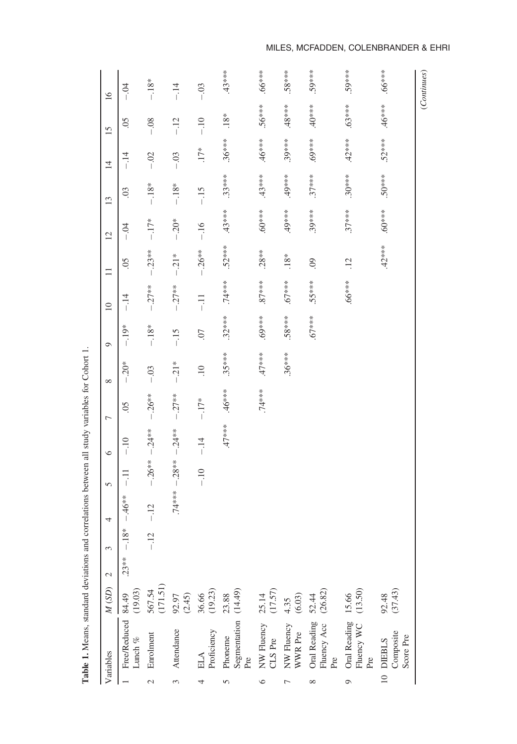**Table 1.** Means, standard deviations and correlations between all study variables for Cohort 1.

| Variables | M (SD) | 2 | 3 | 4 | 5 | 6 | 7 | 8 | 9 | 10 | 11 | 12 | 13 | 14 | 15 | 16 |
|---|---|---|---|---|---|---|---|---|---|---|---|---|---|---|---|---|
| 1 Free/Reduced Lunch % | 84.49 (19.03) | .23** | −.18* | −.46** | −.11 | −.10 | .05 | −.20* | −.19* | −.14 | .05 | −.04 | .03 | −.14 | .05 | −.04 |
| 2 Enrolment | 567.54 (171.51) | | −.12 | −.12 | −.26** | −.24** | −.26** | −.03 | −.18* | −.27** | −.23** | −.17* | −.18* | −.02 | −.08 | −.18* |
| 3 Attendance | 92.97 (2.45) | | | .74*** | −.28** | −.24** | −.27** | −.21* | −.15 | −.27** | −.21* | −.20* | −.18* | −.03 | −.12 | −.14 |
| 4 ELA Proficiency | 36.66 (19.23) | | | | −.10 | −.14 | −.17* | .10 | .07 | −.11 | −.26** | −.16 | −.15 | .17* | −.10 | −.03 |
| 5 Phoneme Segmentation Pre | 23.88 (14.49) | | | | | .47*** | .46*** | .35*** | .32*** | .74*** | .52*** | .43*** | .33*** | .36*** | .18* | .43*** |
| 6 NW Fluency CLS Pre | 25.14 (17.57) | | | | | | .74*** | .47*** | .69*** | .87*** | .28** | .60*** | .43*** | .46*** | .56*** | .66*** |
| 7 NW Fluency WWR Pre | 4.35 (6.03) | | | | | | | .36*** | .58*** | .67*** | .18* | .49*** | .49*** | .39*** | .48*** | .58*** |
| 8 Oral Reading Fluency Acc Pre | 52.44 (26.82) | | | | | | | | .67*** | .55*** | .09 | .39*** | .37*** | .69*** | .40*** | .59*** |
| 9 Oral Reading Fluency WC Pre | 15.66 (13.50) | | | | | | | | | .66*** | .12 | .37*** | .30*** | .42*** | .63*** | .59*** |
| 10 DIEBLS Composite Score Pre | 92.48 (37.43) | | | | | | | | | | .42*** | .60*** | .50*** | .52*** | .46*** | .66*** |

(Continues)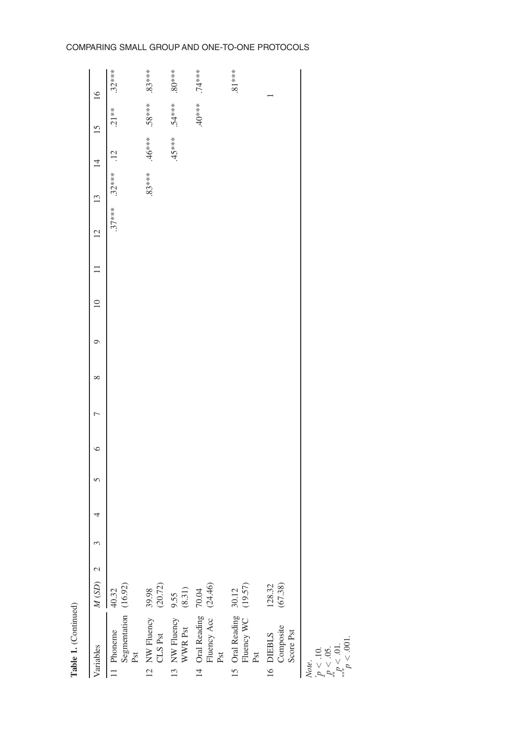**Table 1.** (Continued)

| Variables | *M* (*SD*) | 2 | 3 | 4 | 5 | 6 | 7 | 8 | 9 | 10 | 11 | 12 | 13 | 14 | 15 | 16 |
|---|---|---|---|---|---|---|---|---|---|---|---|---|---|---|---|---|
| 11 Phoneme Segmentation Pst | 40.32 (16.92) | | | | | | | | | | | .37*** | .32*** | .12 | .21** | .32*** |
| 12 NW Fluency CLS Pst | 39.98 (20.72) | | | | | | | | | | | | .83*** | .46*** | .58*** | .83*** |
| 13 NW Fluency WWR Pst | 9.55 (8.31) | | | | | | | | | | | | | .45*** | .54*** | .80*** |
| 14 Oral Reading Fluency Acc Pst | 70.04 (24.46) | | | | | | | | | | | | | | .40*** | .74*** |
| 15 Oral Reading Fluency WC Pst | 30.12 (19.57) | | | | | | | | | | | | | | | .81*** |
| 16 DIEBLS Composite Score Pst | 128.32 (67.38) | | | | | | | | | | | | | | | 1 |

*Note*.
$^{+}p < .10$.
$^{*}p < .05$.
$^{**}p < .01$.
$^{***}p < .001$.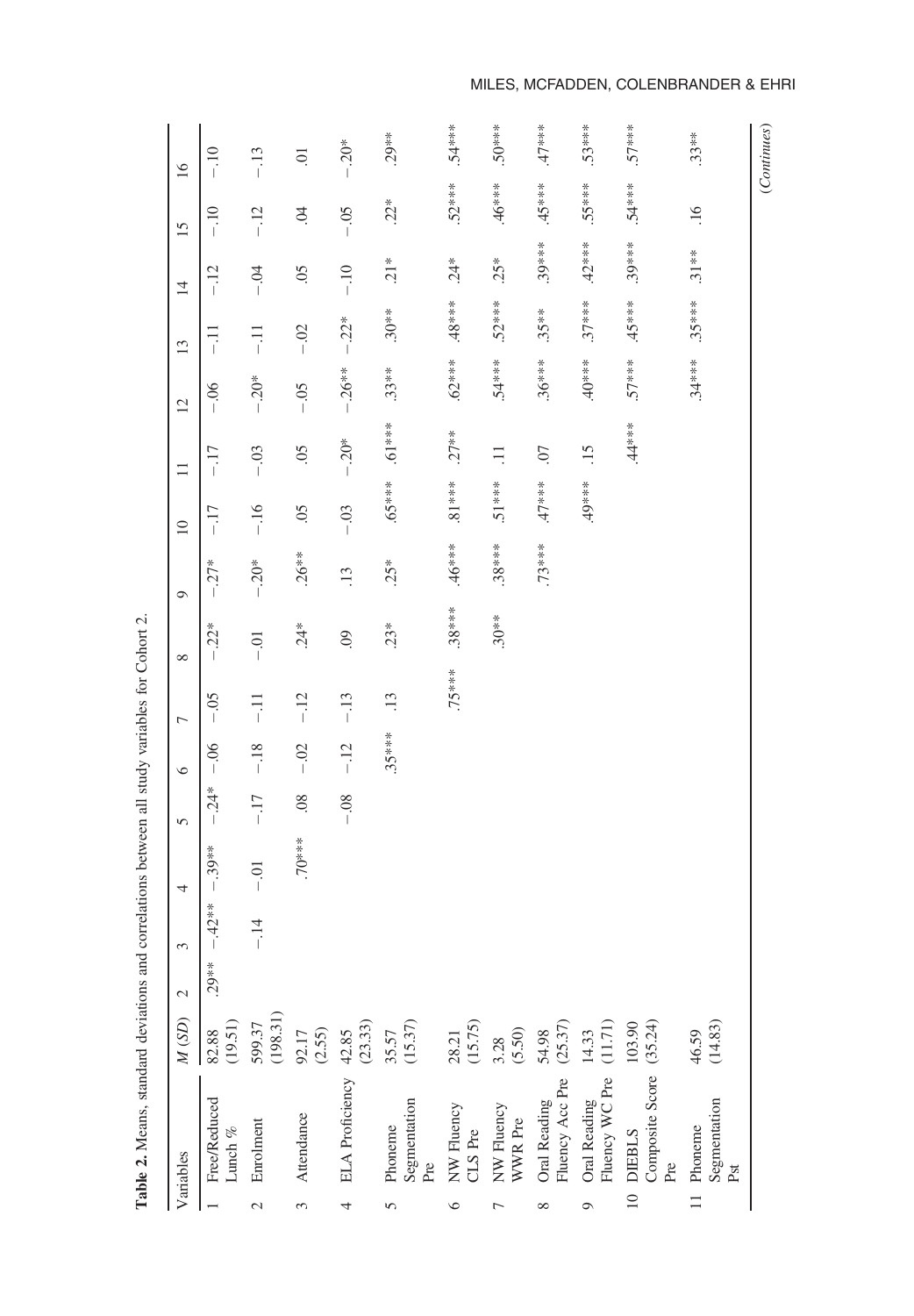**Table 2.** Means, standard deviations and correlations between all study variables for Cohort 2.

| Variables | M (SD) | 2 | 3 | 4 | 5 | 6 | 7 | 8 | 9 | 10 | 11 | 12 | 13 | 14 | 15 | 16 |
|---|---|---|---|---|---|---|---|---|---|---|---|---|---|---|---|---|
| 1 Free/Reduced Lunch % | 82.88 (19.51) | .29** | −.42** | −.39** | −.24* | −.06 | −.05 | −.22* | −.27* | −.17 | −.17 | −.06 | −.11 | −.12 | −.10 | −.10 |
| 2 Enrolment | 599.37 (198.31) | | −.14 | −.01 | −.17 | −.18 | −.11 | −.01 | −.20* | −.16 | −.03 | −.20* | −.11 | −.04 | −.12 | −.13 |
| 3 Attendance | 92.17 (2.55) | | | .70*** | .08 | −.02 | −.12 | .24* | .26** | .05 | .05 | −.05 | −.02 | .05 | .04 | .01 |
| 4 ELA Proficiency | 42.85 (23.33) | | | | −.08 | −.12 | −.13 | .09 | .13 | −.03 | −.20* | −.26** | −.22* | −.10 | −.05 | −.20* |
| 5 Phoneme Segmentation Pre | 35.57 (15.37) | | | | | .35*** | .13 | .23* | .25* | .65*** | .61*** | .33** | .30** | .21* | .22* | .29** |
| 6 NW Fluency CLS Pre | 28.21 (15.75) | | | | | | .75*** | .38*** | .46*** | .81*** | .27** | .62*** | .48*** | .24* | .52*** | .54*** |
| 7 NW Fluency WWR Pre | 3.28 (5.50) | | | | | | | .30** | .38*** | .51*** | .11 | .54*** | .52*** | .25* | .46*** | .50*** |
| 8 Oral Reading Fluency Acc Pre | 54.98 (25.37) | | | | | | | | .73*** | .47*** | .07 | .36*** | .35** | .39*** | .45*** | .47*** |
| 9 Oral Reading Fluency WC Pre | 14.33 (11.71) | | | | | | | | | .49*** | .15 | .40*** | .37*** | .42*** | .55*** | .53*** |
| 10 DIEBLS Composite Score Pre | 103.90 (35.24) | | | | | | | | | | .44*** | .57*** | .45*** | .39*** | .54*** | .57*** |
| 11 Phoneme Segmentation Pst | 46.59 (14.83) | | | | | | | | | | | .34*** | .35*** | .31** | .16 | .33** |

(Continues)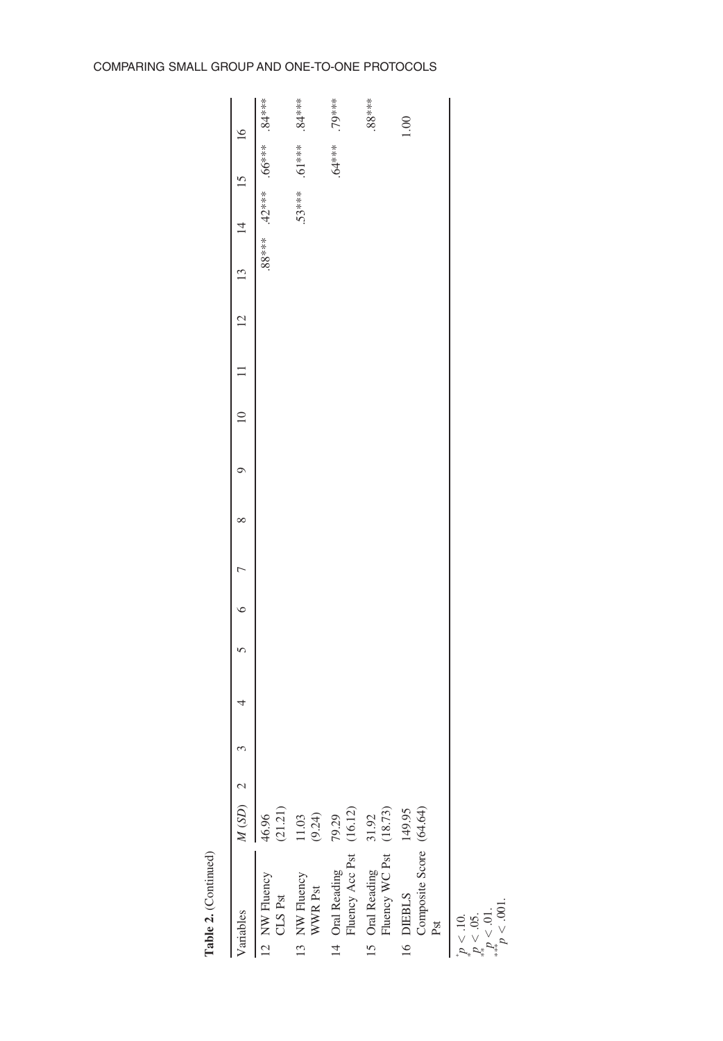**Table 2.** (Continued)

| Variables | M (SD) | 2 | 3 | 4 | 5 | 6 | 7 | 8 | 9 | 10 | 11 | 12 | 13 | 14 | 15 | 16 |
|---|---|---|---|---|---|---|---|---|---|---|---|---|---|---|---|---|
| 12 NW Fluency CLS Pst | 46.96 (21.21) | | | | | | | | | | | | .88*** | .42*** | .66*** | .84*** |
| 13 NW Fluency WWR Pst | 11.03 (9.24) | | | | | | | | | | | | | .53*** | .61*** | .84*** |
| 14 Oral Reading Fluency Acc Pst | 79.29 (16.12) | | | | | | | | | | | | | | .64*** | .79*** |
| 15 Oral Reading Fluency WC Pst | 31.92 (18.73) | | | | | | | | | | | | | | | .88*** |
| 16 DIEBLS Composite Score Pst | 149.95 (64.64) | | | | | | | | | | | | | | | 1.00 |

$^{+}p < .10$.
$^{*}p < .05$.
$^{**}p < .01$.
$^{***}p < .001$.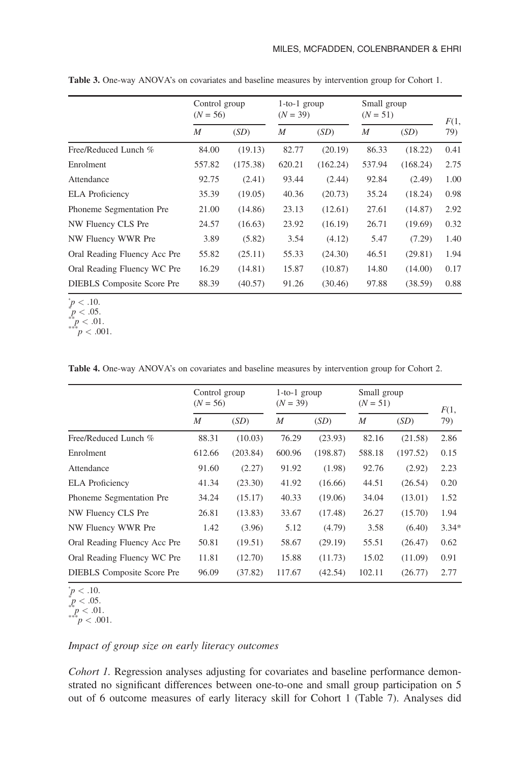**Table 3.** One-way ANOVA's on covariates and baseline measures by intervention group for Cohort 1.

| | Control group ($N = 56$) | | 1-to-1 group ($N = 39$) | | Small group ($N = 51$) | | $F$(1, 79) |
|---|---|---|---|---|---|---|---|
| | $M$ | ($SD$) | $M$ | ($SD$) | $M$ | ($SD$) | |
| Free/Reduced Lunch % | 84.00 | (19.13) | 82.77 | (20.19) | 86.33 | (18.22) | 0.41 |
| Enrolment | 557.82 | (175.38) | 620.21 | (162.24) | 537.94 | (168.24) | 2.75 |
| Attendance | 92.75 | (2.41) | 93.44 | (2.44) | 92.84 | (2.49) | 1.00 |
| ELA Proficiency | 35.39 | (19.05) | 40.36 | (20.73) | 35.24 | (18.24) | 0.98 |
| Phoneme Segmentation Pre | 21.00 | (14.86) | 23.13 | (12.61) | 27.61 | (14.87) | 2.92 |
| NW Fluency CLS Pre | 24.57 | (16.63) | 23.92 | (16.19) | 26.71 | (19.69) | 0.32 |
| NW Fluency WWR Pre | 3.89 | (5.82) | 3.54 | (4.12) | 5.47 | (7.29) | 1.40 |
| Oral Reading Fluency Acc Pre | 55.82 | (25.11) | 55.33 | (24.30) | 46.51 | (29.81) | 1.94 |
| Oral Reading Fluency WC Pre | 16.29 | (14.81) | 15.87 | (10.87) | 14.80 | (14.00) | 0.17 |
| DIEBLS Composite Score Pre | 88.39 | (40.57) | 91.26 | (30.46) | 97.88 | (38.59) | 0.88 |

$^{+}p < .10$.
$^{*}p < .05$.
$^{**}p < .01$.
$^{***}p < .001$.

**Table 4.** One-way ANOVA's on covariates and baseline measures by intervention group for Cohort 2.

| | Control group ($N = 56$) | | 1-to-1 group ($N = 39$) | | Small group ($N = 51$) | | $F$(1, 79) |
|---|---|---|---|---|---|---|---|
| | $M$ | ($SD$) | $M$ | ($SD$) | $M$ | ($SD$) | |
| Free/Reduced Lunch % | 88.31 | (10.03) | 76.29 | (23.93) | 82.16 | (21.58) | 2.86 |
| Enrolment | 612.66 | (203.84) | 600.96 | (198.87) | 588.18 | (197.52) | 0.15 |
| Attendance | 91.60 | (2.27) | 91.92 | (1.98) | 92.76 | (2.92) | 2.23 |
| ELA Proficiency | 41.34 | (23.30) | 41.92 | (16.66) | 44.51 | (26.54) | 0.20 |
| Phoneme Segmentation Pre | 34.24 | (15.17) | 40.33 | (19.06) | 34.04 | (13.01) | 1.52 |
| NW Fluency CLS Pre | 26.81 | (13.83) | 33.67 | (17.48) | 26.27 | (15.70) | 1.94 |
| NW Fluency WWR Pre | 1.42 | (3.96) | 5.12 | (4.79) | 3.58 | (6.40) | 3.34* |
| Oral Reading Fluency Acc Pre | 50.81 | (19.51) | 58.67 | (29.19) | 55.51 | (26.47) | 0.62 |
| Oral Reading Fluency WC Pre | 11.81 | (12.70) | 15.88 | (11.73) | 15.02 | (11.09) | 0.91 |
| DIEBLS Composite Score Pre | 96.09 | (37.82) | 117.67 | (42.54) | 102.11 | (26.77) | 2.77 |

$^{+}p < .10$.
$^{*}p < .05$.
$^{**}p < .01$.
$^{***}p < .001$.

### *Impact of group size on early literacy outcomes*

*Cohort 1*. Regression analyses adjusting for covariates and baseline performance demonstrated no significant differences between one-to-one and small group participation on 5 out of 6 outcome measures of early literacy skill for Cohort 1 (Table 7). Analyses did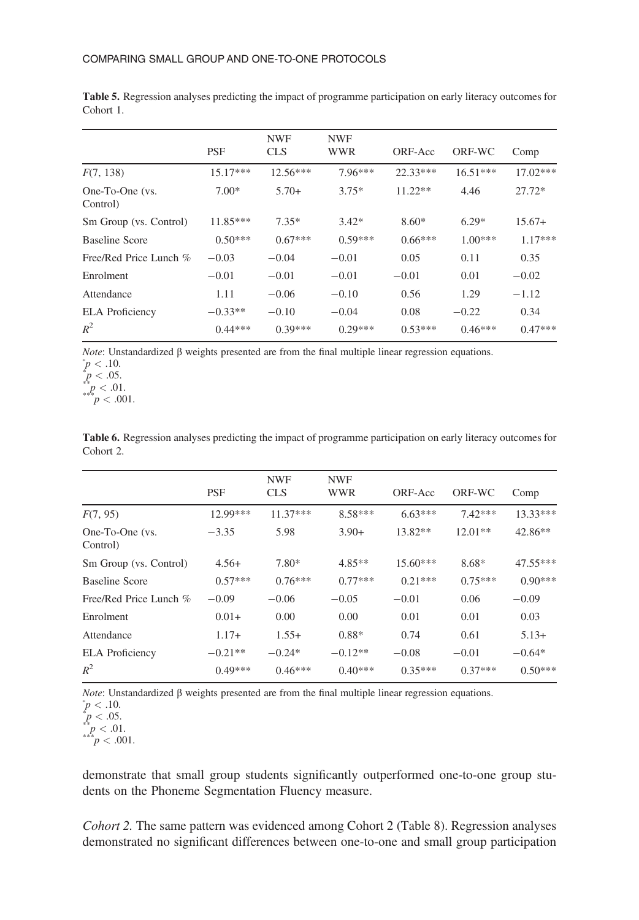**Table 5.** Regression analyses predicting the impact of programme participation on early literacy outcomes for Cohort 1.

| | PSF | NWF CLS | NWF WWR | ORF-Acc | ORF-WC | Comp |
|---|---|---|---|---|---|---|
| $F(7, 138)$ | 15.17*** | 12.56*** | 7.96*** | 22.33*** | 16.51*** | 17.02*** |
| One-To-One (vs. Control) | 7.00* | 5.70+ | 3.75* | 11.22** | 4.46 | 27.72* |
| Sm Group (vs. Control) | 11.85*** | 7.35* | 3.42* | 8.60* | 6.29* | 15.67+ |
| Baseline Score | 0.50*** | 0.67*** | 0.59*** | 0.66*** | 1.00*** | 1.17*** |
| Free/Red Price Lunch % | −0.03 | −0.04 | −0.01 | 0.05 | 0.11 | 0.35 |
| Enrolment | −0.01 | −0.01 | −0.01 | −0.01 | 0.01 | −0.02 |
| Attendance | 1.11 | −0.06 | −0.10 | 0.56 | 1.29 | −1.12 |
| ELA Proficiency | −0.33** | −0.10 | −0.04 | 0.08 | −0.22 | 0.34 |
| $R^2$ | 0.44*** | 0.39*** | 0.29*** | 0.53*** | 0.46*** | 0.47*** |

*Note*: Unstandardized β weights presented are from the final multiple linear regression equations.
+$p < .10$.
*$p < .05$.
**$p < .01$.
***$p < .001$.

**Table 6.** Regression analyses predicting the impact of programme participation on early literacy outcomes for Cohort 2.

| | PSF | NWF CLS | NWF WWR | ORF-Acc | ORF-WC | Comp |
|---|---|---|---|---|---|---|
| $F(7, 95)$ | 12.99*** | 11.37*** | 8.58*** | 6.63*** | 7.42*** | 13.33*** |
| One-To-One (vs. Control) | −3.35 | 5.98 | 3.90+ | 13.82** | 12.01** | 42.86** |
| Sm Group (vs. Control) | 4.56+ | 7.80* | 4.85** | 15.60*** | 8.68* | 47.55*** |
| Baseline Score | 0.57*** | 0.76*** | 0.77*** | 0.21*** | 0.75*** | 0.90*** |
| Free/Red Price Lunch % | −0.09 | −0.06 | −0.05 | −0.01 | 0.06 | −0.09 |
| Enrolment | 0.01+ | 0.00 | 0.00 | 0.01 | 0.01 | 0.03 |
| Attendance | 1.17+ | 1.55+ | 0.88* | 0.74 | 0.61 | 5.13+ |
| ELA Proficiency | −0.21** | −0.24* | −0.12** | −0.08 | −0.01 | −0.64* |
| $R^2$ | 0.49*** | 0.46*** | 0.40*** | 0.35*** | 0.37*** | 0.50*** |

*Note*: Unstandardized β weights presented are from the final multiple linear regression equations.
+$p < .10$.
*$p < .05$.
**$p < .01$.
***$p < .001$.

demonstrate that small group students significantly outperformed one-to-one group students on the Phoneme Segmentation Fluency measure.

*Cohort 2.* The same pattern was evidenced among Cohort 2 (Table 8). Regression analyses demonstrated no significant differences between one-to-one and small group participation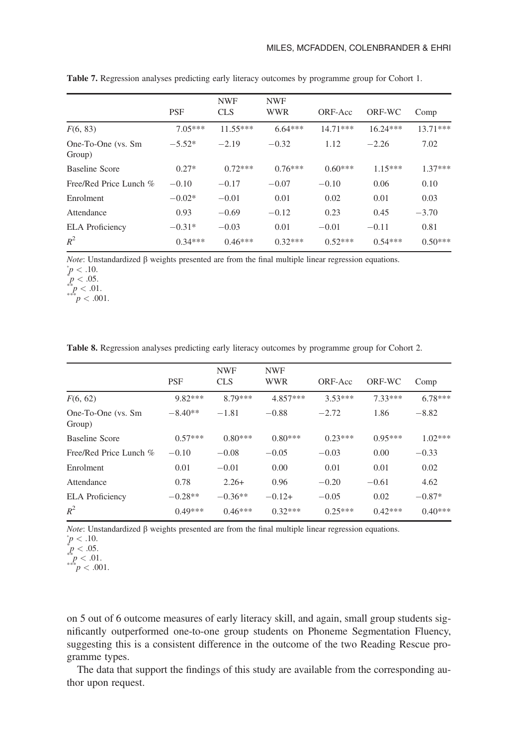**Table 7.** Regression analyses predicting early literacy outcomes by programme group for Cohort 1.

| | PSF | NWF CLS | NWF WWR | ORF-Acc | ORF-WC | Comp |
|---|---|---|---|---|---|---|
| $F(6, 83)$ | 7.05*** | 11.55*** | 6.64*** | 14.71*** | 16.24*** | 13.71*** |
| One-To-One (vs. Sm Group) | −5.52* | −2.19 | −0.32 | 1.12 | −2.26 | 7.02 |
| Baseline Score | 0.27* | 0.72*** | 0.76*** | 0.60*** | 1.15*** | 1.37*** |
| Free/Red Price Lunch % | −0.10 | −0.17 | −0.07 | −0.10 | 0.06 | 0.10 |
| Enrolment | −0.02* | −0.01 | 0.01 | 0.02 | 0.01 | 0.03 |
| Attendance | 0.93 | −0.69 | −0.12 | 0.23 | 0.45 | −3.70 |
| ELA Proficiency | −0.31* | −0.03 | 0.01 | −0.01 | −0.11 | 0.81 |
| $R^2$ | 0.34*** | 0.46*** | 0.32*** | 0.52*** | 0.54*** | 0.50*** |

*Note*: Unstandardized β weights presented are from the final multiple linear regression equations.
+$p < .10$.
*$p < .05$.
**$p < .01$.
***$p < .001$.

**Table 8.** Regression analyses predicting early literacy outcomes by programme group for Cohort 2.

| | PSF | NWF CLS | NWF WWR | ORF-Acc | ORF-WC | Comp |
|---|---|---|---|---|---|---|
| $F(6, 62)$ | 9.82*** | 8.79*** | 4.857*** | 3.53*** | 7.33*** | 6.78*** |
| One-To-One (vs. Sm Group) | −8.40** | −1.81 | −0.88 | −2.72 | 1.86 | −8.82 |
| Baseline Score | 0.57*** | 0.80*** | 0.80*** | 0.23*** | 0.95*** | 1.02*** |
| Free/Red Price Lunch % | −0.10 | −0.08 | −0.05 | −0.03 | 0.00 | −0.33 |
| Enrolment | 0.01 | −0.01 | 0.00 | 0.01 | 0.01 | 0.02 |
| Attendance | 0.78 | 2.26+ | 0.96 | −0.20 | −0.61 | 4.62 |
| ELA Proficiency | −0.28** | −0.36** | −0.12+ | −0.05 | 0.02 | −0.87* |
| $R^2$ | 0.49*** | 0.46*** | 0.32*** | 0.25*** | 0.42*** | 0.40*** |

*Note*: Unstandardized β weights presented are from the final multiple linear regression equations.
+$p < .10$.
*$p < .05$.
**$p < .01$.
***$p < .001$.

on 5 out of 6 outcome measures of early literacy skill, and again, small group students significantly outperformed one-to-one group students on Phoneme Segmentation Fluency, suggesting this is a consistent difference in the outcome of the two Reading Rescue programme types.

The data that support the findings of this study are available from the corresponding author upon request.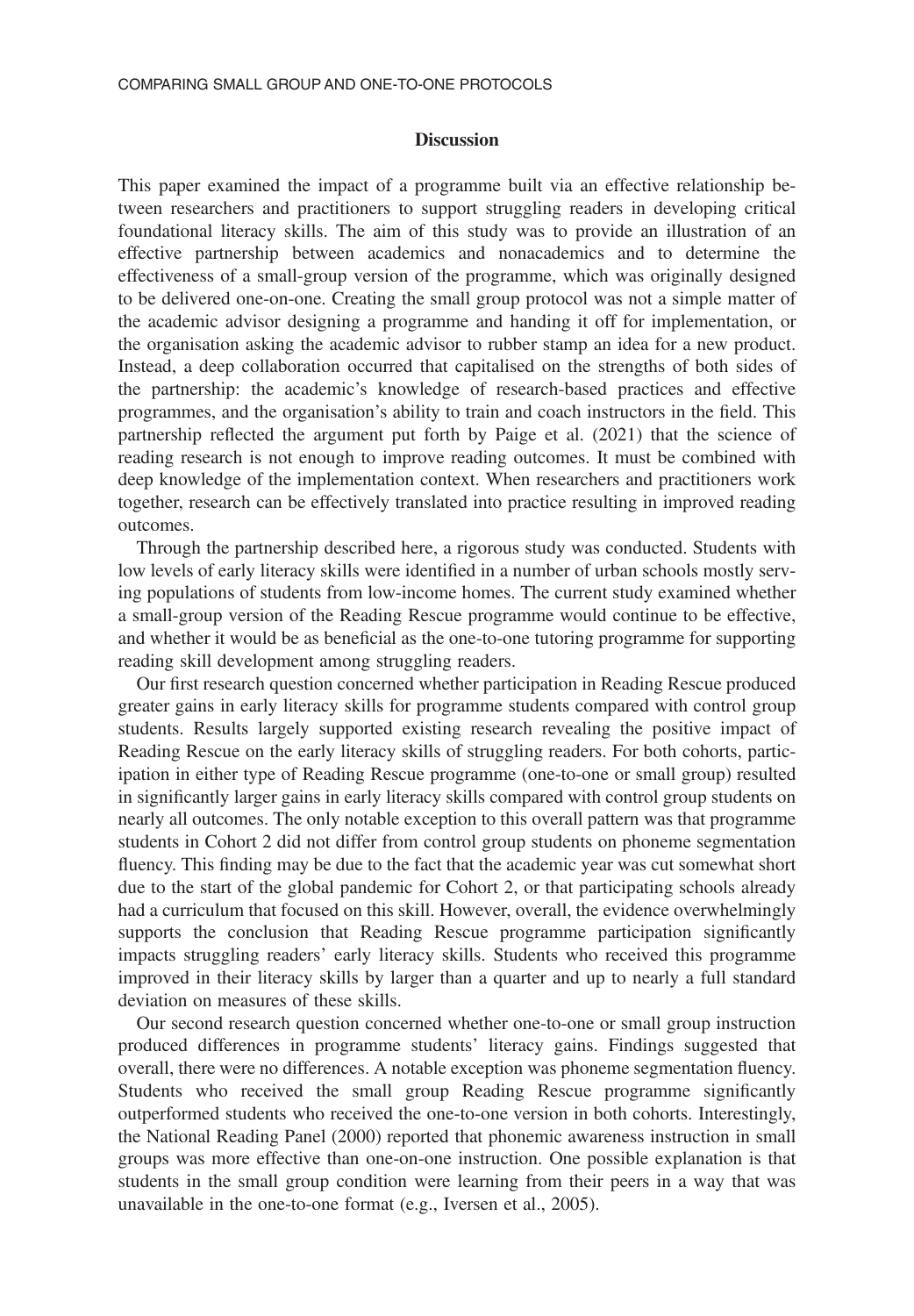## Discussion

This paper examined the impact of a programme built via an effective relationship between researchers and practitioners to support struggling readers in developing critical foundational literacy skills. The aim of this study was to provide an illustration of an effective partnership between academics and nonacademics and to determine the effectiveness of a small-group version of the programme, which was originally designed to be delivered one-on-one. Creating the small group protocol was not a simple matter of the academic advisor designing a programme and handing it off for implementation, or the organisation asking the academic advisor to rubber stamp an idea for a new product. Instead, a deep collaboration occurred that capitalised on the strengths of both sides of the partnership: the academic's knowledge of research-based practices and effective programmes, and the organisation's ability to train and coach instructors in the field. This partnership reflected the argument put forth by Paige et al. (2021) that the science of reading research is not enough to improve reading outcomes. It must be combined with deep knowledge of the implementation context. When researchers and practitioners work together, research can be effectively translated into practice resulting in improved reading outcomes.

Through the partnership described here, a rigorous study was conducted. Students with low levels of early literacy skills were identified in a number of urban schools mostly serving populations of students from low-income homes. The current study examined whether a small-group version of the Reading Rescue programme would continue to be effective, and whether it would be as beneficial as the one-to-one tutoring programme for supporting reading skill development among struggling readers.

Our first research question concerned whether participation in Reading Rescue produced greater gains in early literacy skills for programme students compared with control group students. Results largely supported existing research revealing the positive impact of Reading Rescue on the early literacy skills of struggling readers. For both cohorts, participation in either type of Reading Rescue programme (one-to-one or small group) resulted in significantly larger gains in early literacy skills compared with control group students on nearly all outcomes. The only notable exception to this overall pattern was that programme students in Cohort 2 did not differ from control group students on phoneme segmentation fluency. This finding may be due to the fact that the academic year was cut somewhat short due to the start of the global pandemic for Cohort 2, or that participating schools already had a curriculum that focused on this skill. However, overall, the evidence overwhelmingly supports the conclusion that Reading Rescue programme participation significantly impacts struggling readers' early literacy skills. Students who received this programme improved in their literacy skills by larger than a quarter and up to nearly a full standard deviation on measures of these skills.

Our second research question concerned whether one-to-one or small group instruction produced differences in programme students' literacy gains. Findings suggested that overall, there were no differences. A notable exception was phoneme segmentation fluency. Students who received the small group Reading Rescue programme significantly outperformed students who received the one-to-one version in both cohorts. Interestingly, the National Reading Panel (2000) reported that phonemic awareness instruction in small groups was more effective than one-on-one instruction. One possible explanation is that students in the small group condition were learning from their peers in a way that was unavailable in the one-to-one format (e.g., Iversen et al., 2005).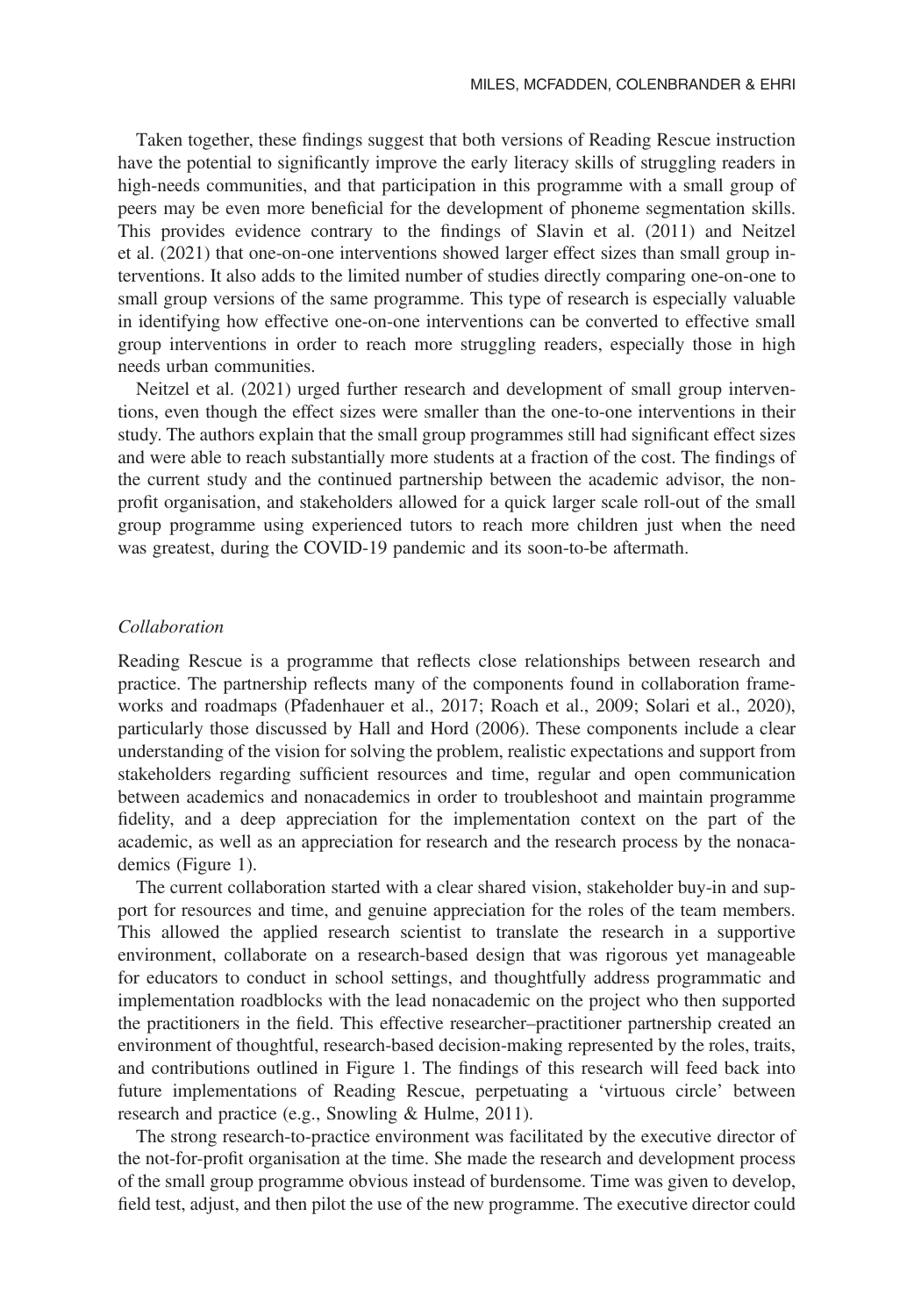Taken together, these findings suggest that both versions of Reading Rescue instruction have the potential to significantly improve the early literacy skills of struggling readers in high-needs communities, and that participation in this programme with a small group of peers may be even more beneficial for the development of phoneme segmentation skills. This provides evidence contrary to the findings of Slavin et al. (2011) and Neitzel et al. (2021) that one-on-one interventions showed larger effect sizes than small group interventions. It also adds to the limited number of studies directly comparing one-on-one to small group versions of the same programme. This type of research is especially valuable in identifying how effective one-on-one interventions can be converted to effective small group interventions in order to reach more struggling readers, especially those in high needs urban communities.

Neitzel et al. (2021) urged further research and development of small group interventions, even though the effect sizes were smaller than the one-to-one interventions in their study. The authors explain that the small group programmes still had significant effect sizes and were able to reach substantially more students at a fraction of the cost. The findings of the current study and the continued partnership between the academic advisor, the non-profit organisation, and stakeholders allowed for a quick larger scale roll-out of the small group programme using experienced tutors to reach more children just when the need was greatest, during the COVID-19 pandemic and its soon-to-be aftermath.

### *Collaboration*

Reading Rescue is a programme that reflects close relationships between research and practice. The partnership reflects many of the components found in collaboration frameworks and roadmaps (Pfadenhauer et al., 2017; Roach et al., 2009; Solari et al., 2020), particularly those discussed by Hall and Hord (2006). These components include a clear understanding of the vision for solving the problem, realistic expectations and support from stakeholders regarding sufficient resources and time, regular and open communication between academics and nonacademics in order to troubleshoot and maintain programme fidelity, and a deep appreciation for the implementation context on the part of the academic, as well as an appreciation for research and the research process by the nonacademics (Figure 1).

The current collaboration started with a clear shared vision, stakeholder buy-in and support for resources and time, and genuine appreciation for the roles of the team members. This allowed the applied research scientist to translate the research in a supportive environment, collaborate on a research-based design that was rigorous yet manageable for educators to conduct in school settings, and thoughtfully address programmatic and implementation roadblocks with the lead nonacademic on the project who then supported the practitioners in the field. This effective researcher–practitioner partnership created an environment of thoughtful, research-based decision-making represented by the roles, traits, and contributions outlined in Figure 1. The findings of this research will feed back into future implementations of Reading Rescue, perpetuating a 'virtuous circle' between research and practice (e.g., Snowling & Hulme, 2011).

The strong research-to-practice environment was facilitated by the executive director of the not-for-profit organisation at the time. She made the research and development process of the small group programme obvious instead of burdensome. Time was given to develop, field test, adjust, and then pilot the use of the new programme. The executive director could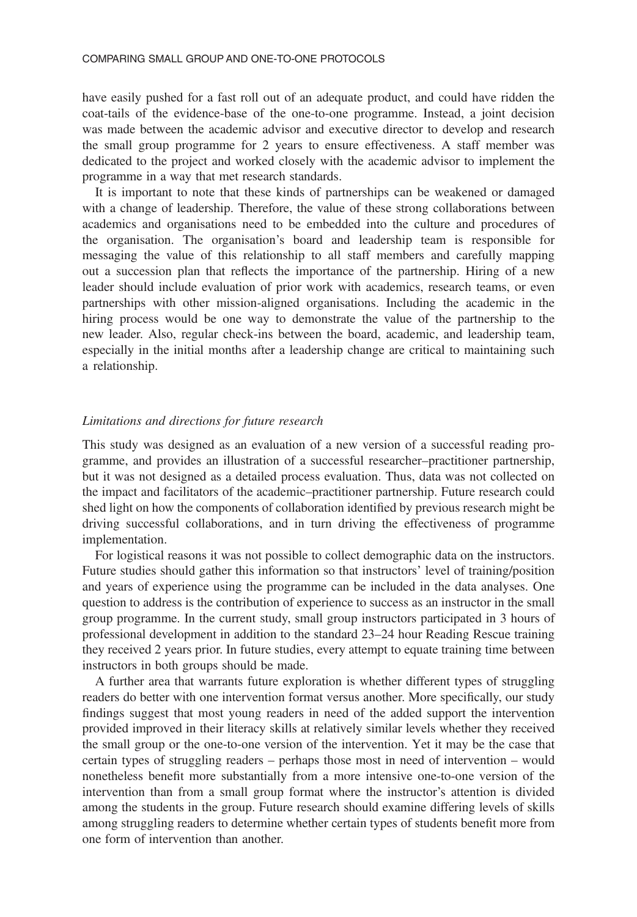have easily pushed for a fast roll out of an adequate product, and could have ridden the coat-tails of the evidence-base of the one-to-one programme. Instead, a joint decision was made between the academic advisor and executive director to develop and research the small group programme for 2 years to ensure effectiveness. A staff member was dedicated to the project and worked closely with the academic advisor to implement the programme in a way that met research standards.

It is important to note that these kinds of partnerships can be weakened or damaged with a change of leadership. Therefore, the value of these strong collaborations between academics and organisations need to be embedded into the culture and procedures of the organisation. The organisation's board and leadership team is responsible for messaging the value of this relationship to all staff members and carefully mapping out a succession plan that reflects the importance of the partnership. Hiring of a new leader should include evaluation of prior work with academics, research teams, or even partnerships with other mission-aligned organisations. Including the academic in the hiring process would be one way to demonstrate the value of the partnership to the new leader. Also, regular check-ins between the board, academic, and leadership team, especially in the initial months after a leadership change are critical to maintaining such a relationship.

### *Limitations and directions for future research*

This study was designed as an evaluation of a new version of a successful reading programme, and provides an illustration of a successful researcher–practitioner partnership, but it was not designed as a detailed process evaluation. Thus, data was not collected on the impact and facilitators of the academic–practitioner partnership. Future research could shed light on how the components of collaboration identified by previous research might be driving successful collaborations, and in turn driving the effectiveness of programme implementation.

For logistical reasons it was not possible to collect demographic data on the instructors. Future studies should gather this information so that instructors' level of training/position and years of experience using the programme can be included in the data analyses. One question to address is the contribution of experience to success as an instructor in the small group programme. In the current study, small group instructors participated in 3 hours of professional development in addition to the standard 23–24 hour Reading Rescue training they received 2 years prior. In future studies, every attempt to equate training time between instructors in both groups should be made.

A further area that warrants future exploration is whether different types of struggling readers do better with one intervention format versus another. More specifically, our study findings suggest that most young readers in need of the added support the intervention provided improved in their literacy skills at relatively similar levels whether they received the small group or the one-to-one version of the intervention. Yet it may be the case that certain types of struggling readers – perhaps those most in need of intervention – would nonetheless benefit more substantially from a more intensive one-to-one version of the intervention than from a small group format where the instructor's attention is divided among the students in the group. Future research should examine differing levels of skills among struggling readers to determine whether certain types of students benefit more from one form of intervention than another.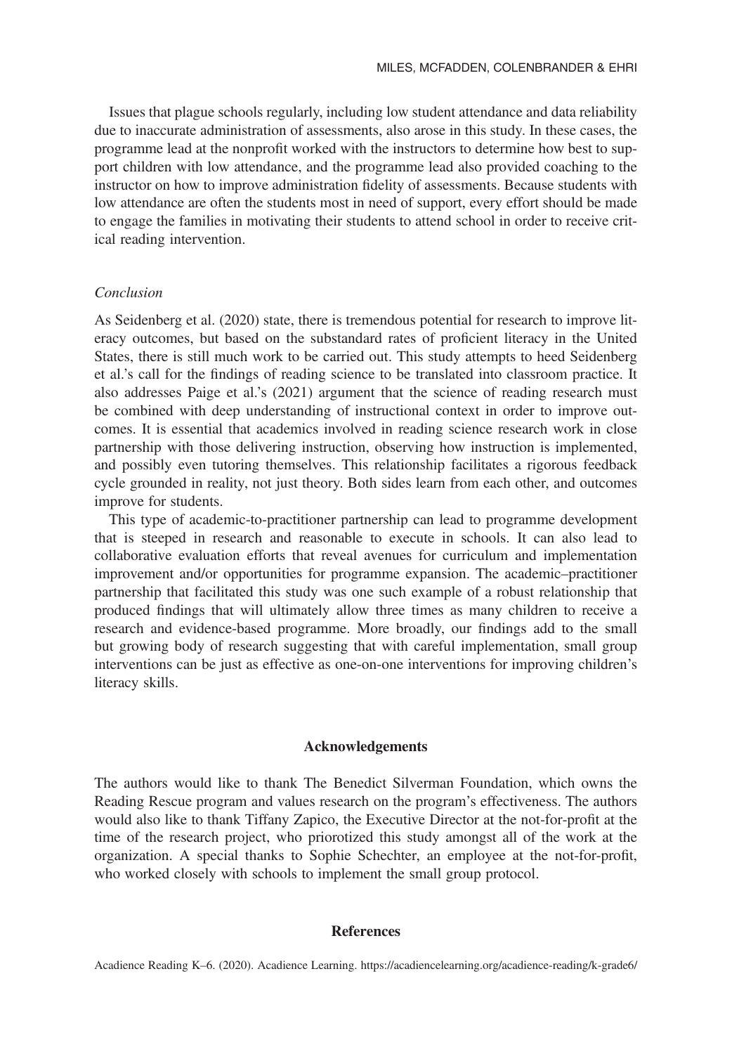Issues that plague schools regularly, including low student attendance and data reliability due to inaccurate administration of assessments, also arose in this study. In these cases, the programme lead at the nonprofit worked with the instructors to determine how best to support children with low attendance, and the programme lead also provided coaching to the instructor on how to improve administration fidelity of assessments. Because students with low attendance are often the students most in need of support, every effort should be made to engage the families in motivating their students to attend school in order to receive critical reading intervention.

### *Conclusion*

As Seidenberg et al. (2020) state, there is tremendous potential for research to improve literacy outcomes, but based on the substandard rates of proficient literacy in the United States, there is still much work to be carried out. This study attempts to heed Seidenberg et al.'s call for the findings of reading science to be translated into classroom practice. It also addresses Paige et al.'s (2021) argument that the science of reading research must be combined with deep understanding of instructional context in order to improve outcomes. It is essential that academics involved in reading science research work in close partnership with those delivering instruction, observing how instruction is implemented, and possibly even tutoring themselves. This relationship facilitates a rigorous feedback cycle grounded in reality, not just theory. Both sides learn from each other, and outcomes improve for students.

This type of academic-to-practitioner partnership can lead to programme development that is steeped in research and reasonable to execute in schools. It can also lead to collaborative evaluation efforts that reveal avenues for curriculum and implementation improvement and/or opportunities for programme expansion. The academic–practitioner partnership that facilitated this study was one such example of a robust relationship that produced findings that will ultimately allow three times as many children to receive a research and evidence-based programme. More broadly, our findings add to the small but growing body of research suggesting that with careful implementation, small group interventions can be just as effective as one-on-one interventions for improving children's literacy skills.

## Acknowledgements

The authors would like to thank The Benedict Silverman Foundation, which owns the Reading Rescue program and values research on the program's effectiveness. The authors would also like to thank Tiffany Zapico, the Executive Director at the not-for-profit at the time of the research project, who priorotized this study amongst all of the work at the organization. A special thanks to Sophie Schechter, an employee at the not-for-profit, who worked closely with schools to implement the small group protocol.

## References

Acadience Reading K–6. (2020). Acadience Learning. https://acadiencelearning.org/acadience-reading/k-grade6/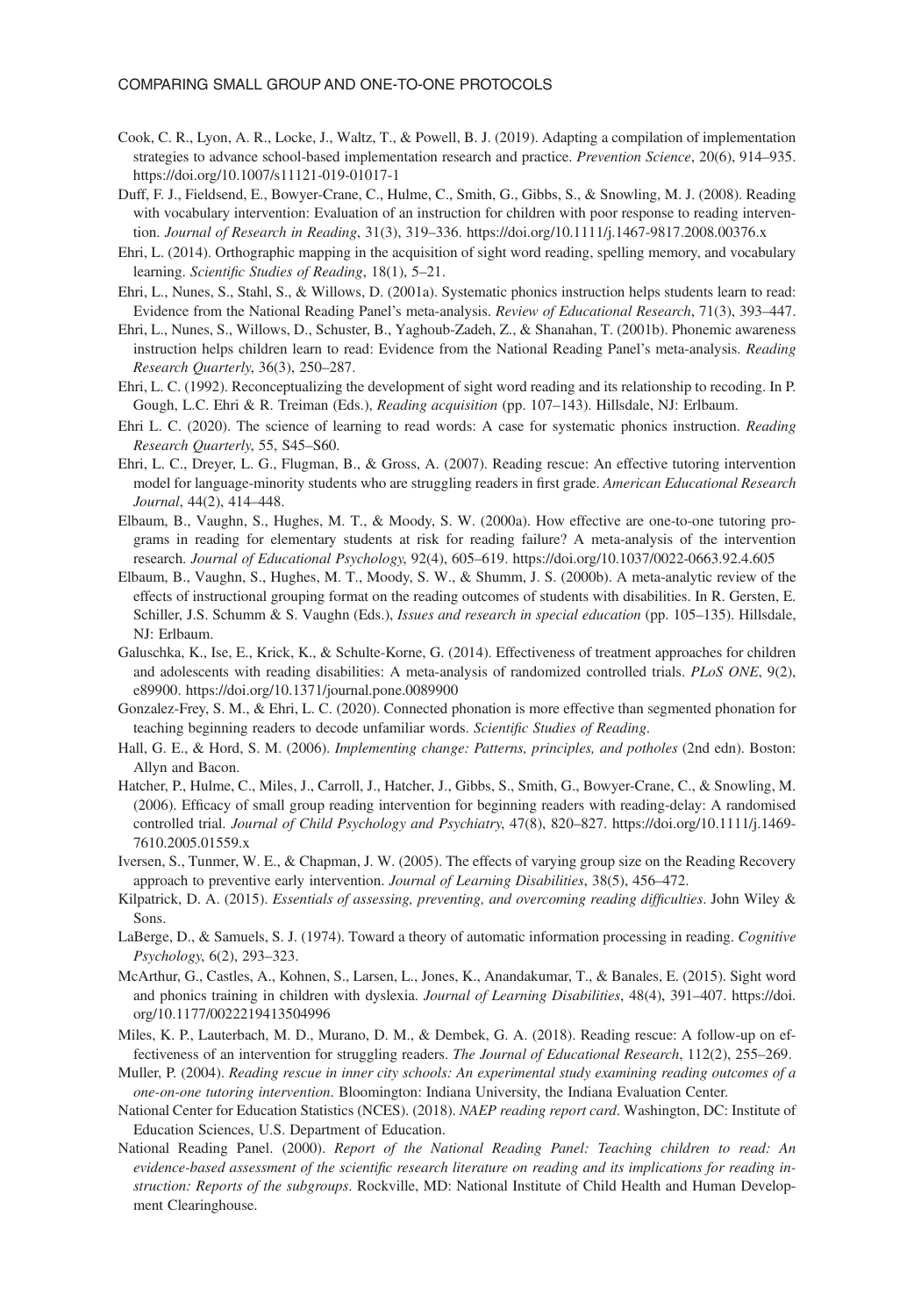Cook, C. R., Lyon, A. R., Locke, J., Waltz, T., & Powell, B. J. (2019). Adapting a compilation of implementation strategies to advance school-based implementation research and practice. *Prevention Science*, 20(6), 914–935. https://doi.org/10.1007/s11121-019-01017-1

Duff, F. J., Fieldsend, E., Bowyer-Crane, C., Hulme, C., Smith, G., Gibbs, S., & Snowling, M. J. (2008). Reading with vocabulary intervention: Evaluation of an instruction for children with poor response to reading intervention. *Journal of Research in Reading*, 31(3), 319–336. https://doi.org/10.1111/j.1467-9817.2008.00376.x

Ehri, L. (2014). Orthographic mapping in the acquisition of sight word reading, spelling memory, and vocabulary learning. *Scientific Studies of Reading*, 18(1), 5–21.

Ehri, L., Nunes, S., Stahl, S., & Willows, D. (2001a). Systematic phonics instruction helps students learn to read: Evidence from the National Reading Panel's meta-analysis. *Review of Educational Research*, 71(3), 393–447.

Ehri, L., Nunes, S., Willows, D., Schuster, B., Yaghoub-Zadeh, Z., & Shanahan, T. (2001b). Phonemic awareness instruction helps children learn to read: Evidence from the National Reading Panel's meta-analysis. *Reading Research Quarterly*, 36(3), 250–287.

Ehri, L. C. (1992). Reconceptualizing the development of sight word reading and its relationship to recoding. In P. Gough, L.C. Ehri & R. Treiman (Eds.), *Reading acquisition* (pp. 107–143). Hillsdale, NJ: Erlbaum.

Ehri L. C. (2020). The science of learning to read words: A case for systematic phonics instruction. *Reading Research Quarterly*, 55, S45–S60.

Ehri, L. C., Dreyer, L. G., Flugman, B., & Gross, A. (2007). Reading rescue: An effective tutoring intervention model for language-minority students who are struggling readers in first grade. *American Educational Research Journal*, 44(2), 414–448.

Elbaum, B., Vaughn, S., Hughes, M. T., & Moody, S. W. (2000a). How effective are one-to-one tutoring programs in reading for elementary students at risk for reading failure? A meta-analysis of the intervention research. *Journal of Educational Psychology*, 92(4), 605–619. https://doi.org/10.1037/0022-0663.92.4.605

Elbaum, B., Vaughn, S., Hughes, M. T., Moody, S. W., & Shumm, J. S. (2000b). A meta-analytic review of the effects of instructional grouping format on the reading outcomes of students with disabilities. In R. Gersten, E. Schiller, J.S. Schumm & S. Vaughn (Eds.), *Issues and research in special education* (pp. 105–135). Hillsdale, NJ: Erlbaum.

Galuschka, K., Ise, E., Krick, K., & Schulte-Korne, G. (2014). Effectiveness of treatment approaches for children and adolescents with reading disabilities: A meta-analysis of randomized controlled trials. *PLoS ONE*, 9(2), e89900. https://doi.org/10.1371/journal.pone.0089900

Gonzalez-Frey, S. M., & Ehri, L. C. (2020). Connected phonation is more effective than segmented phonation for teaching beginning readers to decode unfamiliar words. *Scientific Studies of Reading*.

Hall, G. E., & Hord, S. M. (2006). *Implementing change: Patterns, principles, and potholes* (2nd edn). Boston: Allyn and Bacon.

Hatcher, P., Hulme, C., Miles, J., Carroll, J., Hatcher, J., Gibbs, S., Smith, G., Bowyer-Crane, C., & Snowling, M. (2006). Efficacy of small group reading intervention for beginning readers with reading-delay: A randomised controlled trial. *Journal of Child Psychology and Psychiatry*, 47(8), 820–827. https://doi.org/10.1111/j.1469-7610.2005.01559.x

Iversen, S., Tunmer, W. E., & Chapman, J. W. (2005). The effects of varying group size on the Reading Recovery approach to preventive early intervention. *Journal of Learning Disabilities*, 38(5), 456–472.

Kilpatrick, D. A. (2015). *Essentials of assessing, preventing, and overcoming reading difficulties*. John Wiley & Sons.

LaBerge, D., & Samuels, S. J. (1974). Toward a theory of automatic information processing in reading. *Cognitive Psychology*, 6(2), 293–323.

McArthur, G., Castles, A., Kohnen, S., Larsen, L., Jones, K., Anandakumar, T., & Banales, E. (2015). Sight word and phonics training in children with dyslexia. *Journal of Learning Disabilities*, 48(4), 391–407. https://doi.org/10.1177/0022219413504996

Miles, K. P., Lauterbach, M. D., Murano, D. M., & Dembek, G. A. (2018). Reading rescue: A follow-up on effectiveness of an intervention for struggling readers. *The Journal of Educational Research*, 112(2), 255–269.

Muller, P. (2004). *Reading rescue in inner city schools: An experimental study examining reading outcomes of a one-on-one tutoring intervention*. Bloomington: Indiana University, the Indiana Evaluation Center.

National Center for Education Statistics (NCES). (2018). *NAEP reading report card*. Washington, DC: Institute of Education Sciences, U.S. Department of Education.

National Reading Panel. (2000). *Report of the National Reading Panel: Teaching children to read: An evidence-based assessment of the scientific research literature on reading and its implications for reading instruction: Reports of the subgroups*. Rockville, MD: National Institute of Child Health and Human Development Clearinghouse.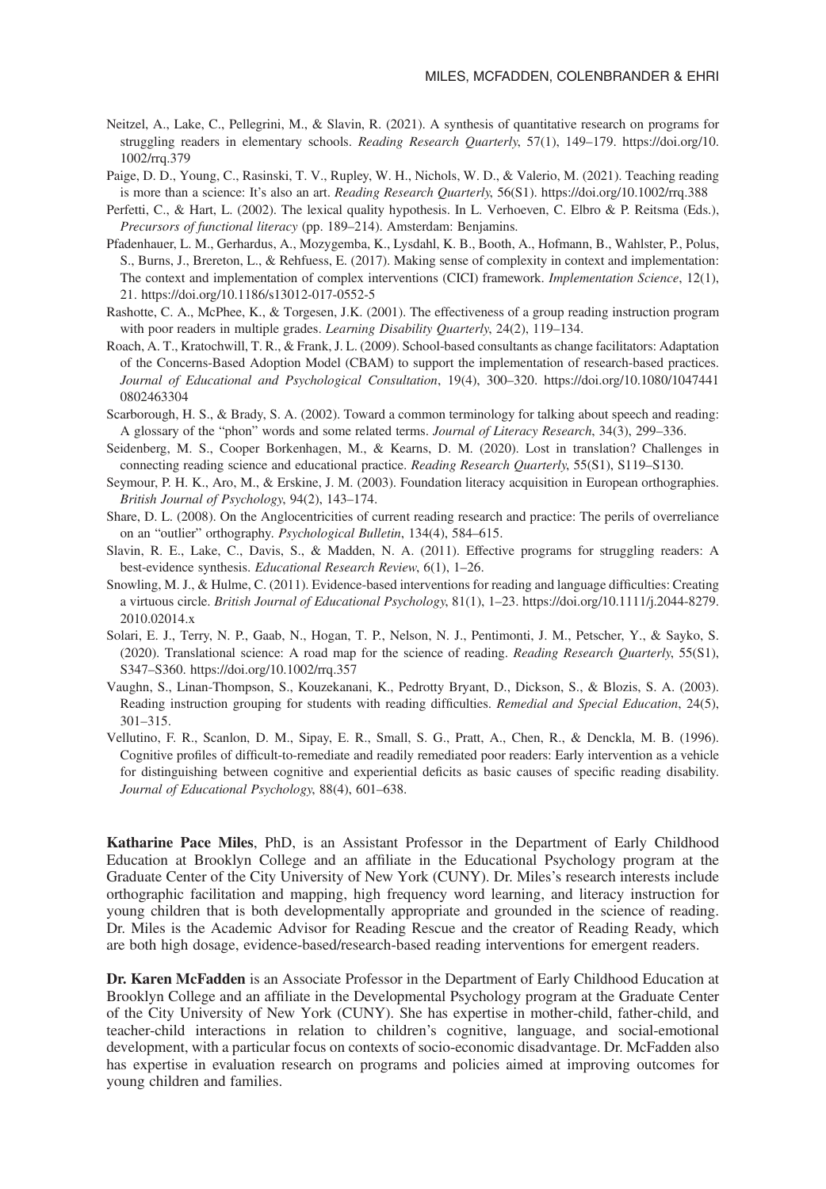Neitzel, A., Lake, C., Pellegrini, M., & Slavin, R. (2021). A synthesis of quantitative research on programs for struggling readers in elementary schools. *Reading Research Quarterly*, 57(1), 149–179. https://doi.org/10.1002/rrq.379

Paige, D. D., Young, C., Rasinski, T. V., Rupley, W. H., Nichols, W. D., & Valerio, M. (2021). Teaching reading is more than a science: It's also an art. *Reading Research Quarterly*, 56(S1). https://doi.org/10.1002/rrq.388

Perfetti, C., & Hart, L. (2002). The lexical quality hypothesis. In L. Verhoeven, C. Elbro & P. Reitsma (Eds.), *Precursors of functional literacy* (pp. 189–214). Amsterdam: Benjamins.

Pfadenhauer, L. M., Gerhardus, A., Mozygemba, K., Lysdahl, K. B., Booth, A., Hofmann, B., Wahlster, P., Polus, S., Burns, J., Brereton, L., & Rehfuess, E. (2017). Making sense of complexity in context and implementation: The context and implementation of complex interventions (CICI) framework. *Implementation Science*, 12(1), 21. https://doi.org/10.1186/s13012-017-0552-5

Rashotte, C. A., McPhee, K., & Torgesen, J.K. (2001). The effectiveness of a group reading instruction program with poor readers in multiple grades. *Learning Disability Quarterly*, 24(2), 119–134.

Roach, A. T., Kratochwill, T. R., & Frank, J. L. (2009). School-based consultants as change facilitators: Adaptation of the Concerns-Based Adoption Model (CBAM) to support the implementation of research-based practices. *Journal of Educational and Psychological Consultation*, 19(4), 300–320. https://doi.org/10.1080/10474410802463304

Scarborough, H. S., & Brady, S. A. (2002). Toward a common terminology for talking about speech and reading: A glossary of the "phon" words and some related terms. *Journal of Literacy Research*, 34(3), 299–336.

Seidenberg, M. S., Cooper Borkenhagen, M., & Kearns, D. M. (2020). Lost in translation? Challenges in connecting reading science and educational practice. *Reading Research Quarterly*, 55(S1), S119–S130.

Seymour, P. H. K., Aro, M., & Erskine, J. M. (2003). Foundation literacy acquisition in European orthographies. *British Journal of Psychology*, 94(2), 143–174.

Share, D. L. (2008). On the Anglocentricities of current reading research and practice: The perils of overreliance on an "outlier" orthography. *Psychological Bulletin*, 134(4), 584–615.

Slavin, R. E., Lake, C., Davis, S., & Madden, N. A. (2011). Effective programs for struggling readers: A best-evidence synthesis. *Educational Research Review*, 6(1), 1–26.

Snowling, M. J., & Hulme, C. (2011). Evidence-based interventions for reading and language difficulties: Creating a virtuous circle. *British Journal of Educational Psychology*, 81(1), 1–23. https://doi.org/10.1111/j.2044-8279.2010.02014.x

Solari, E. J., Terry, N. P., Gaab, N., Hogan, T. P., Nelson, N. J., Pentimonti, J. M., Petscher, Y., & Sayko, S. (2020). Translational science: A road map for the science of reading. *Reading Research Quarterly*, 55(S1), S347–S360. https://doi.org/10.1002/rrq.357

Vaughn, S., Linan-Thompson, S., Kouzekanani, K., Pedrotty Bryant, D., Dickson, S., & Blozis, S. A. (2003). Reading instruction grouping for students with reading difficulties. *Remedial and Special Education*, 24(5), 301–315.

Vellutino, F. R., Scanlon, D. M., Sipay, E. R., Small, S. G., Pratt, A., Chen, R., & Denckla, M. B. (1996). Cognitive profiles of difficult-to-remediate and readily remediated poor readers: Early intervention as a vehicle for distinguishing between cognitive and experiential deficits as basic causes of specific reading disability. *Journal of Educational Psychology*, 88(4), 601–638.

**Katharine Pace Miles**, PhD, is an Assistant Professor in the Department of Early Childhood Education at Brooklyn College and an affiliate in the Educational Psychology program at the Graduate Center of the City University of New York (CUNY). Dr. Miles's research interests include orthographic facilitation and mapping, high frequency word learning, and literacy instruction for young children that is both developmentally appropriate and grounded in the science of reading. Dr. Miles is the Academic Advisor for Reading Rescue and the creator of Reading Ready, which are both high dosage, evidence-based/research-based reading interventions for emergent readers.

**Dr. Karen McFadden** is an Associate Professor in the Department of Early Childhood Education at Brooklyn College and an affiliate in the Developmental Psychology program at the Graduate Center of the City University of New York (CUNY). She has expertise in mother-child, father-child, and teacher-child interactions in relation to children's cognitive, language, and social-emotional development, with a particular focus on contexts of socio-economic disadvantage. Dr. McFadden also has expertise in evaluation research on programs and policies aimed at improving outcomes for young children and families.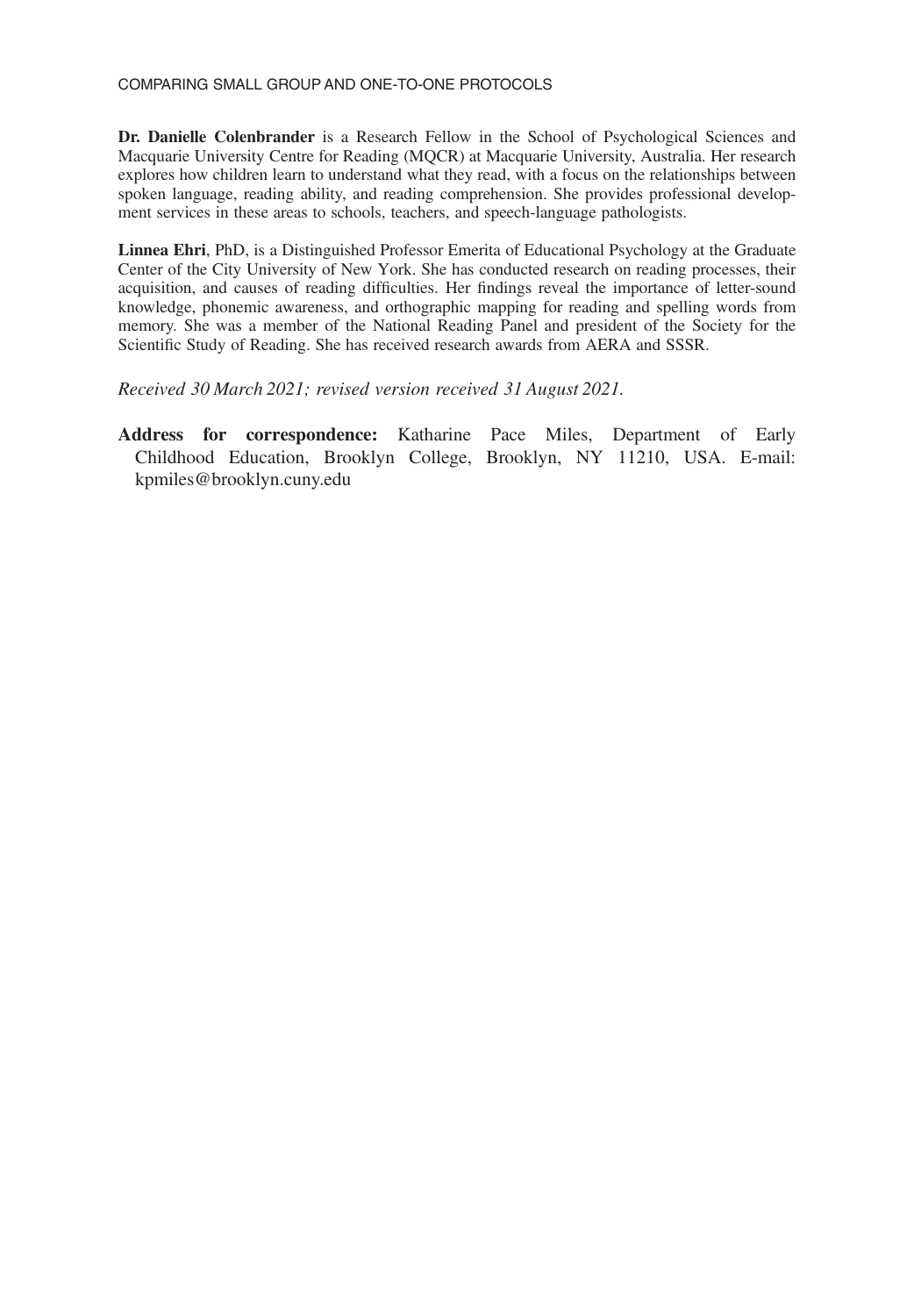**Dr. Danielle Colenbrander** is a Research Fellow in the School of Psychological Sciences and Macquarie University Centre for Reading (MQCR) at Macquarie University, Australia. Her research explores how children learn to understand what they read, with a focus on the relationships between spoken language, reading ability, and reading comprehension. She provides professional development services in these areas to schools, teachers, and speech-language pathologists.

**Linnea Ehri**, PhD, is a Distinguished Professor Emerita of Educational Psychology at the Graduate Center of the City University of New York. She has conducted research on reading processes, their acquisition, and causes of reading difficulties. Her findings reveal the importance of letter-sound knowledge, phonemic awareness, and orthographic mapping for reading and spelling words from memory. She was a member of the National Reading Panel and president of the Society for the Scientific Study of Reading. She has received research awards from AERA and SSSR.

*Received 30 March 2021; revised version received 31 August 2021.*

**Address for correspondence:** Katharine Pace Miles, Department of Early Childhood Education, Brooklyn College, Brooklyn, NY 11210, USA. E-mail: kpmiles@brooklyn.cuny.edu